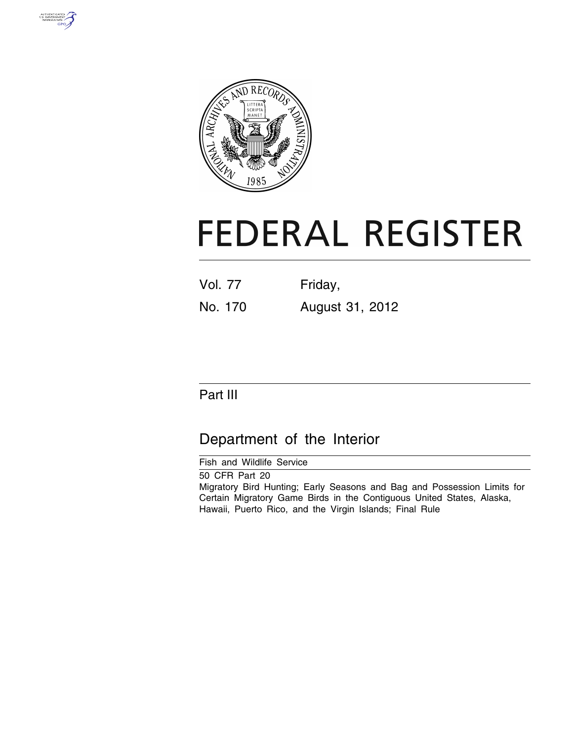# FEDERAL REGISTER

| Vol. 77 | Friday, |
|---|---|
| No. 170 | August 31, 2012 |

## Part III

## Department of the Interior

Fish and Wildlife Service

50 CFR Part 20

Migratory Bird Hunting; Early Seasons and Bag and Possession Limits for Certain Migratory Game Birds in the Contiguous United States, Alaska, Hawaii, Puerto Rico, and the Virgin Islands; Final Rule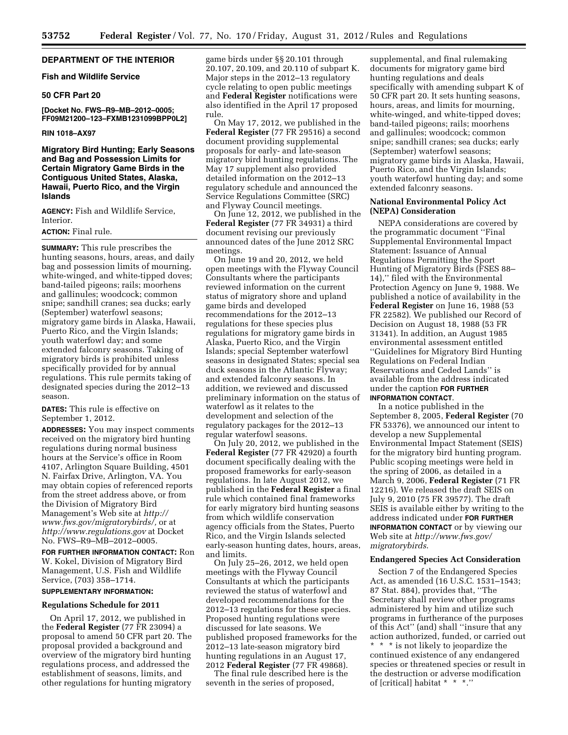## DEPARTMENT OF THE INTERIOR

### Fish and Wildlife Service

### 50 CFR Part 20

**[Docket No. FWS–R9–MB–2012–0005; FF09M21200–123–FXMB1231099BPP0L2]**

**RIN 1018–AX97**

## Migratory Bird Hunting; Early Seasons and Bag and Possession Limits for Certain Migratory Game Birds in the Contiguous United States, Alaska, Hawaii, Puerto Rico, and the Virgin Islands

**AGENCY:** Fish and Wildlife Service, Interior.

**ACTION:** Final rule.

**SUMMARY:** This rule prescribes the hunting seasons, hours, areas, and daily bag and possession limits of mourning, white-winged, and white-tipped doves; band-tailed pigeons; rails; moorhens and gallinules; woodcock; common snipe; sandhill cranes; sea ducks; early (September) waterfowl seasons; migratory game birds in Alaska, Hawaii, Puerto Rico, and the Virgin Islands; youth waterfowl day; and some extended falconry seasons. Taking of migratory birds is prohibited unless specifically provided for by annual regulations. This rule permits taking of designated species during the 2012–13 season.

**DATES:** This rule is effective on September 1, 2012.

**ADDRESSES:** You may inspect comments received on the migratory bird hunting regulations during normal business hours at the Service's office in Room 4107, Arlington Square Building, 4501 N. Fairfax Drive, Arlington, VA. You may obtain copies of referenced reports from the street address above, or from the Division of Migratory Bird Management's Web site at *http://www.fws.gov/migratorybirds/,* or at *http://www.regulations.gov* at Docket No. FWS–R9–MB–2012–0005.

**FOR FURTHER INFORMATION CONTACT:** Ron W. Kokel, Division of Migratory Bird Management, U.S. Fish and Wildlife Service, (703) 358–1714.

**SUPPLEMENTARY INFORMATION:**

### Regulations Schedule for 2011

On April 17, 2012, we published in the **Federal Register** (77 FR 23094) a proposal to amend 50 CFR part 20. The proposal provided a background and overview of the migratory bird hunting regulations process, and addressed the establishment of seasons, limits, and other regulations for hunting migratory game birds under §§ 20.101 through 20.107, 20.109, and 20.110 of subpart K. Major steps in the 2012–13 regulatory cycle relating to open public meetings and **Federal Register** notifications were also identified in the April 17 proposed rule.

On May 17, 2012, we published in the **Federal Register** (77 FR 29516) a second document providing supplemental proposals for early- and late-season migratory bird hunting regulations. The May 17 supplement also provided detailed information on the 2012–13 regulatory schedule and announced the Service Regulations Committee (SRC) and Flyway Council meetings.

On June 12, 2012, we published in the **Federal Register** (77 FR 34931) a third document revising our previously announced dates of the June 2012 SRC meetings.

On June 19 and 20, 2012, we held open meetings with the Flyway Council Consultants where the participants reviewed information on the current status of migratory shore and upland game birds and developed recommendations for the 2012–13 regulations for these species plus regulations for migratory game birds in Alaska, Puerto Rico, and the Virgin Islands; special September waterfowl seasons in designated States; special sea duck seasons in the Atlantic Flyway; and extended falconry seasons. In addition, we reviewed and discussed preliminary information on the status of waterfowl as it relates to the development and selection of the regulatory packages for the 2012–13 regular waterfowl seasons.

On July 20, 2012, we published in the **Federal Register** (77 FR 42920) a fourth document specifically dealing with the proposed frameworks for early-season regulations. In late August 2012, we published in the **Federal Register** a final rule which contained final frameworks for early migratory bird hunting seasons from which wildlife conservation agency officials from the States, Puerto Rico, and the Virgin Islands selected early-season hunting dates, hours, areas, and limits.

On July 25–26, 2012, we held open meetings with the Flyway Council Consultants at which the participants reviewed the status of waterfowl and developed recommendations for the 2012–13 regulations for these species. Proposed hunting regulations were discussed for late seasons. We published proposed frameworks for the 2012–13 late-season migratory bird hunting regulations in an August 17, 2012 **Federal Register** (77 FR 49868).

The final rule described here is the seventh in the series of proposed, supplemental, and final rulemaking documents for migratory game bird hunting regulations and deals specifically with amending subpart K of 50 CFR part 20. It sets hunting seasons, hours, areas, and limits for mourning, white-winged, and white-tipped doves; band-tailed pigeons; rails; moorhens and gallinules; woodcock; common snipe; sandhill cranes; sea ducks; early (September) waterfowl seasons; migratory game birds in Alaska, Hawaii, Puerto Rico, and the Virgin Islands; youth waterfowl hunting day; and some extended falconry seasons.

### National Environmental Policy Act (NEPA) Consideration

NEPA considerations are covered by the programmatic document "Final Supplemental Environmental Impact Statement: Issuance of Annual Regulations Permitting the Sport Hunting of Migratory Birds (FSES 88–14)," filed with the Environmental Protection Agency on June 9, 1988. We published a notice of availability in the **Federal Register** on June 16, 1988 (53 FR 22582). We published our Record of Decision on August 18, 1988 (53 FR 31341). In addition, an August 1985 environmental assessment entitled "Guidelines for Migratory Bird Hunting Regulations on Federal Indian Reservations and Ceded Lands" is available from the address indicated under the caption **FOR FURTHER INFORMATION CONTACT**.

In a notice published in the September 8, 2005, **Federal Register** (70 FR 53376), we announced our intent to develop a new Supplemental Environmental Impact Statement (SEIS) for the migratory bird hunting program. Public scoping meetings were held in the spring of 2006, as detailed in a March 9, 2006, **Federal Register** (71 FR 12216). We released the draft SEIS on July 9, 2010 (75 FR 39577). The draft SEIS is available either by writing to the address indicated under **FOR FURTHER INFORMATION CONTACT** or by viewing our Web site at *http://www.fws.gov/migratorybirds.*

### Endangered Species Act Consideration

Section 7 of the Endangered Species Act, as amended (16 U.S.C. 1531–1543; 87 Stat. 884), provides that, "The Secretary shall review other programs administered by him and utilize such programs in furtherance of the purposes of this Act" (and) shall "insure that any action authorized, funded, or carried out * * * is not likely to jeopardize the continued existence of any endangered species or threatened species or result in the destruction or adverse modification of [critical] habitat * * *."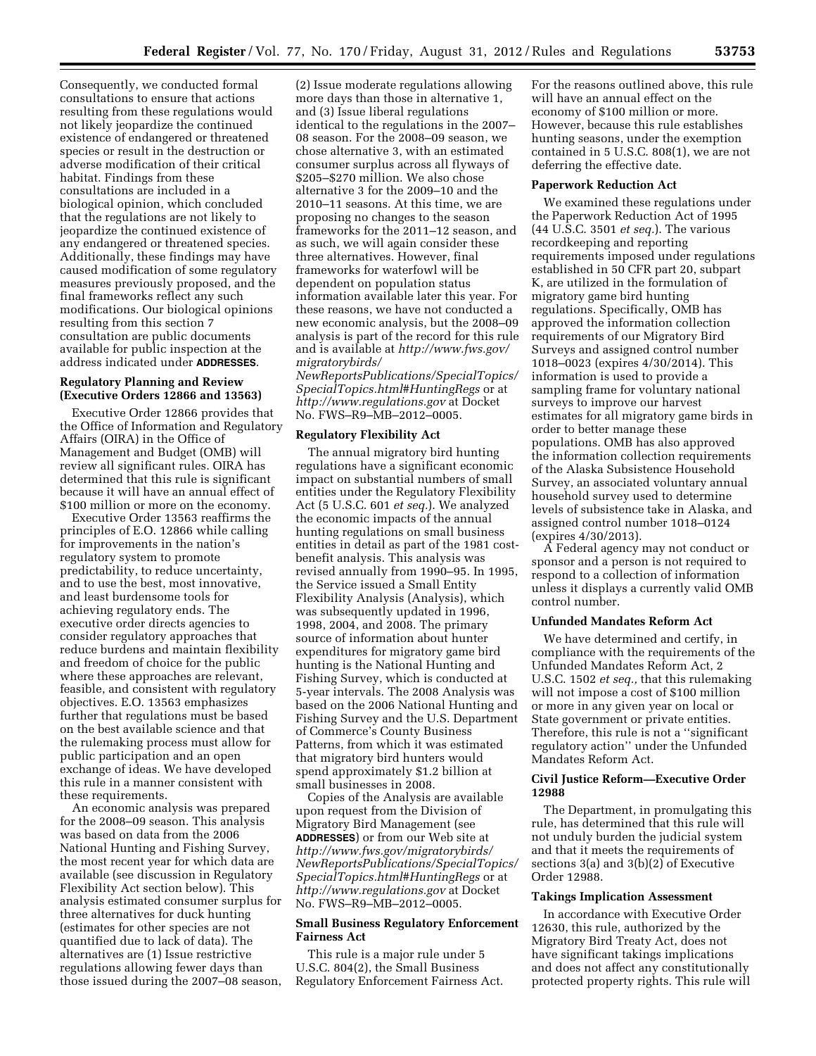Consequently, we conducted formal consultations to ensure that actions resulting from these regulations would not likely jeopardize the continued existence of endangered or threatened species or result in the destruction or adverse modification of their critical habitat. Findings from these consultations are included in a biological opinion, which concluded that the regulations are not likely to jeopardize the continued existence of any endangered or threatened species. Additionally, these findings may have caused modification of some regulatory measures previously proposed, and the final frameworks reflect any such modifications. Our biological opinions resulting from this section 7 consultation are public documents available for public inspection at the address indicated under **ADDRESSES**.

### Regulatory Planning and Review (Executive Orders 12866 and 13563)

Executive Order 12866 provides that the Office of Information and Regulatory Affairs (OIRA) in the Office of Management and Budget (OMB) will review all significant rules. OIRA has determined that this rule is significant because it will have an annual effect of $100 million or more on the economy.

Executive Order 13563 reaffirms the principles of E.O. 12866 while calling for improvements in the nation's regulatory system to promote predictability, to reduce uncertainty, and to use the best, most innovative, and least burdensome tools for achieving regulatory ends. The executive order directs agencies to consider regulatory approaches that reduce burdens and maintain flexibility and freedom of choice for the public where these approaches are relevant, feasible, and consistent with regulatory objectives. E.O. 13563 emphasizes further that regulations must be based on the best available science and that the rulemaking process must allow for public participation and an open exchange of ideas. We have developed this rule in a manner consistent with these requirements.

An economic analysis was prepared for the 2008–09 season. This analysis was based on data from the 2006 National Hunting and Fishing Survey, the most recent year for which data are available (see discussion in Regulatory Flexibility Act section below). This analysis estimated consumer surplus for three alternatives for duck hunting (estimates for other species are not quantified due to lack of data). The alternatives are (1) Issue restrictive regulations allowing fewer days than those issued during the 2007–08 season, (2) Issue moderate regulations allowing more days than those in alternative 1, and (3) Issue liberal regulations identical to the regulations in the 2007–08 season. For the 2008–09 season, we chose alternative 3, with an estimated consumer surplus across all flyways of $205–$270 million. We also chose alternative 3 for the 2009–10 and the 2010–11 seasons. At this time, we are proposing no changes to the season frameworks for the 2011–12 season, and as such, we will again consider these three alternatives. However, final frameworks for waterfowl will be dependent on population status information available later this year. For these reasons, we have not conducted a new economic analysis, but the 2008–09 analysis is part of the record for this rule and is available at *http://www.fws.gov/migratorybirds/NewReportsPublications/SpecialTopics/SpecialTopics.html#HuntingRegs* or at *http://www.regulations.gov* at Docket No. FWS–R9–MB–2012–0005.

### Regulatory Flexibility Act

The annual migratory bird hunting regulations have a significant economic impact on substantial numbers of small entities under the Regulatory Flexibility Act (5 U.S.C. 601 *et seq.*). We analyzed the economic impacts of the annual hunting regulations on small business entities in detail as part of the 1981 cost-benefit analysis. This analysis was revised annually from 1990–95. In 1995, the Service issued a Small Entity Flexibility Analysis (Analysis), which was subsequently updated in 1996, 1998, 2004, and 2008. The primary source of information about hunter expenditures for migratory game bird hunting is the National Hunting and Fishing Survey, which is conducted at 5-year intervals. The 2008 Analysis was based on the 2006 National Hunting and Fishing Survey and the U.S. Department of Commerce's County Business Patterns, from which it was estimated that migratory bird hunters would spend approximately $1.2 billion at small businesses in 2008.

Copies of the Analysis are available upon request from the Division of Migratory Bird Management (see **ADDRESSES**) or from our Web site at *http://www.fws.gov/migratorybirds/NewReportsPublications/SpecialTopics/SpecialTopics.html#HuntingRegs* or at *http://www.regulations.gov* at Docket No. FWS–R9–MB–2012–0005.

### Small Business Regulatory Enforcement Fairness Act

This rule is a major rule under 5 U.S.C. 804(2), the Small Business Regulatory Enforcement Fairness Act. For the reasons outlined above, this rule will have an annual effect on the economy of $100 million or more. However, because this rule establishes hunting seasons, under the exemption contained in 5 U.S.C. 808(1), we are not deferring the effective date.

### Paperwork Reduction Act

We examined these regulations under the Paperwork Reduction Act of 1995 (44 U.S.C. 3501 *et seq.*). The various recordkeeping and reporting requirements imposed under regulations established in 50 CFR part 20, subpart K, are utilized in the formulation of migratory game bird hunting regulations. Specifically, OMB has approved the information collection requirements of our Migratory Bird Surveys and assigned control number 1018–0023 (expires 4/30/2014). This information is used to provide a sampling frame for voluntary national surveys to improve our harvest estimates for all migratory game birds in order to better manage these populations. OMB has also approved the information collection requirements of the Alaska Subsistence Household Survey, an associated voluntary annual household survey used to determine levels of subsistence take in Alaska, and assigned control number 1018–0124 (expires 4/30/2013).

A Federal agency may not conduct or sponsor and a person is not required to respond to a collection of information unless it displays a currently valid OMB control number.

### Unfunded Mandates Reform Act

We have determined and certify, in compliance with the requirements of the Unfunded Mandates Reform Act, 2 U.S.C. 1502 *et seq.*, that this rulemaking will not impose a cost of $100 million or more in any given year on local or State government or private entities. Therefore, this rule is not a ''significant regulatory action'' under the Unfunded Mandates Reform Act.

### Civil Justice Reform—Executive Order 12988

The Department, in promulgating this rule, has determined that this rule will not unduly burden the judicial system and that it meets the requirements of sections 3(a) and 3(b)(2) of Executive Order 12988.

### Takings Implication Assessment

In accordance with Executive Order 12630, this rule, authorized by the Migratory Bird Treaty Act, does not have significant takings implications and does not affect any constitutionally protected property rights. This rule will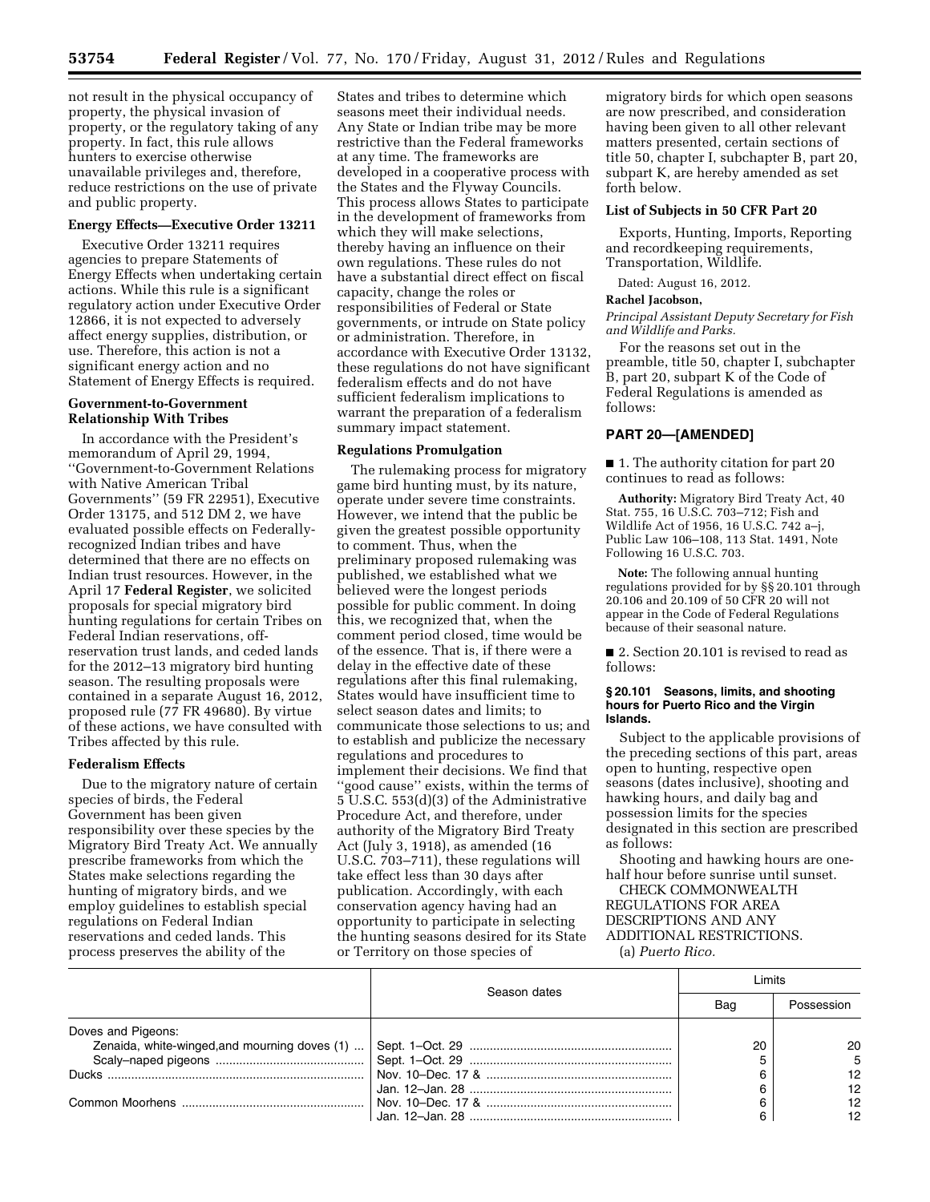not result in the physical occupancy of property, the physical invasion of property, or the regulatory taking of any property. In fact, this rule allows hunters to exercise otherwise unavailable privileges and, therefore, reduce restrictions on the use of private and public property.

**Energy Effects—Executive Order 13211**

Executive Order 13211 requires agencies to prepare Statements of Energy Effects when undertaking certain actions. While this rule is a significant regulatory action under Executive Order 12866, it is not expected to adversely affect energy supplies, distribution, or use. Therefore, this action is not a significant energy action and no Statement of Energy Effects is required.

**Government-to-Government Relationship With Tribes**

In accordance with the President's memorandum of April 29, 1994, ''Government-to-Government Relations with Native American Tribal Governments'' (59 FR 22951), Executive Order 13175, and 512 DM 2, we have evaluated possible effects on Federally-recognized Indian tribes and have determined that there are no effects on Indian trust resources. However, in the April 17 **Federal Register**, we solicited proposals for special migratory bird hunting regulations for certain Tribes on Federal Indian reservations, off-reservation trust lands, and ceded lands for the 2012–13 migratory bird hunting season. The resulting proposals were contained in a separate August 16, 2012, proposed rule (77 FR 49680). By virtue of these actions, we have consulted with Tribes affected by this rule.

**Federalism Effects**

Due to the migratory nature of certain species of birds, the Federal Government has been given responsibility over these species by the Migratory Bird Treaty Act. We annually prescribe frameworks from which the States make selections regarding the hunting of migratory birds, and we employ guidelines to establish special regulations on Federal Indian reservations and ceded lands. This process preserves the ability of the States and tribes to determine which seasons meet their individual needs. Any State or Indian tribe may be more restrictive than the Federal frameworks at any time. The frameworks are developed in a cooperative process with the States and the Flyway Councils. This process allows States to participate in the development of frameworks from which they will make selections, thereby having an influence on their own regulations. These rules do not have a substantial direct effect on fiscal capacity, change the roles or responsibilities of Federal or State governments, or intrude on State policy or administration. Therefore, in accordance with Executive Order 13132, these regulations do not have significant federalism effects and do not have sufficient federalism implications to warrant the preparation of a federalism summary impact statement.

**Regulations Promulgation**

The rulemaking process for migratory game bird hunting must, by its nature, operate under severe time constraints. However, we intend that the public be given the greatest possible opportunity to comment. Thus, when the preliminary proposed rulemaking was published, we established what we believed were the longest periods possible for public comment. In doing this, we recognized that, when the comment period closed, time would be of the essence. That is, if there were a delay in the effective date of these regulations after this final rulemaking, States would have insufficient time to select season dates and limits; to communicate those selections to us; and to establish and publicize the necessary regulations and procedures to implement their decisions. We find that ''good cause'' exists, within the terms of 5 U.S.C. 553(d)(3) of the Administrative Procedure Act, and therefore, under authority of the Migratory Bird Treaty Act (July 3, 1918), as amended (16 U.S.C. 703–711), these regulations will take effect less than 30 days after publication. Accordingly, with each conservation agency having had an opportunity to participate in selecting the hunting seasons desired for its State or Territory on those species of migratory birds for which open seasons are now prescribed, and consideration having been given to all other relevant matters presented, certain sections of title 50, chapter I, subchapter B, part 20, subpart K, are hereby amended as set forth below.

**List of Subjects in 50 CFR Part 20**

Exports, Hunting, Imports, Reporting and recordkeeping requirements, Transportation, Wildlife.

Dated: August 16, 2012.

**Rachel Jacobson,**

*Principal Assistant Deputy Secretary for Fish and Wildlife and Parks.*

For the reasons set out in the preamble, title 50, chapter I, subchapter B, part 20, subpart K of the Code of Federal Regulations is amended as follows:

## PART 20—[AMENDED]

■ 1. The authority citation for part 20 continues to read as follows:

**Authority:** Migratory Bird Treaty Act, 40 Stat. 755, 16 U.S.C. 703–712; Fish and Wildlife Act of 1956, 16 U.S.C. 742 a–j, Public Law 106–108, 113 Stat. 1491, Note Following 16 U.S.C. 703.

**Note:** The following annual hunting regulations provided for by §§ 20.101 through 20.106 and 20.109 of 50 CFR 20 will not appear in the Code of Federal Regulations because of their seasonal nature.

■ 2. Section 20.101 is revised to read as follows:

**§ 20.101 Seasons, limits, and shooting hours for Puerto Rico and the Virgin Islands.**

Subject to the applicable provisions of the preceding sections of this part, areas open to hunting, respective open seasons (dates inclusive), shooting and hawking hours, and daily bag and possession limits for the species designated in this section are prescribed as follows:

Shooting and hawking hours are one-half hour before sunrise until sunset.

CHECK COMMONWEALTH REGULATIONS FOR AREA DESCRIPTIONS AND ANY ADDITIONAL RESTRICTIONS.

(a) *Puerto Rico.*

| | Season dates | Limits | |
|---|---|---|---|
| | | Bag | Possession |
| Doves and Pigeons: | | | |
| Zenaida, white-winged, and mourning doves (1) | Sept. 1–Oct. 29 | 20 | 20 |
| Scaly-naped pigeons | Sept. 1–Oct. 29 | 5 | 5 |
| Ducks | Nov. 10–Dec. 17 & | 6 | 12 |
| | Jan. 12–Jan. 28 | 6 | 12 |
| Common Moorhens | Nov. 10–Dec. 17 & | 6 | 12 |
| | Jan. 12–Jan. 28 | 6 | 12 |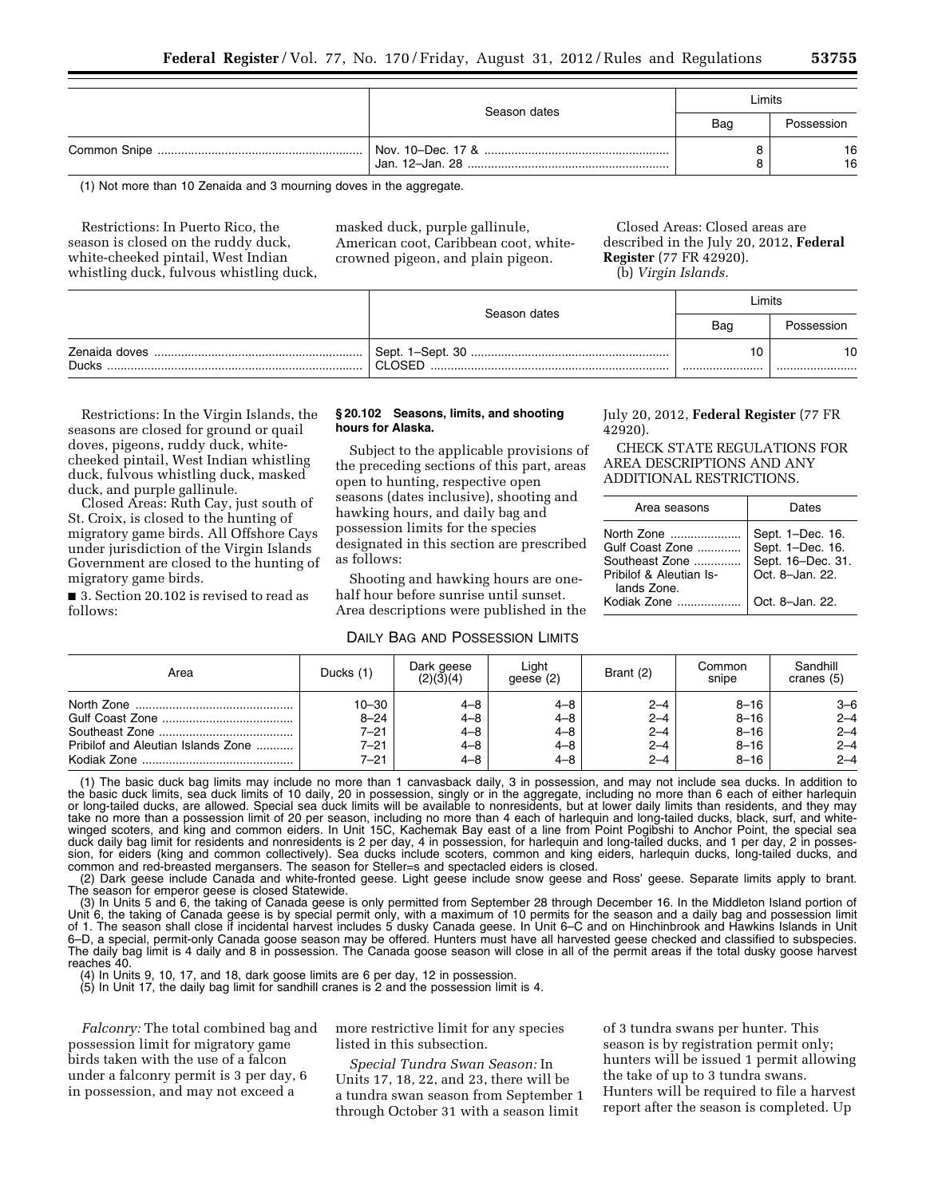| | Season dates | Limits | |
|---|---|---|---|
| | | Bag | Possession |
| Common Snipe | Nov. 10–Dec. 17 & Jan. 12–Jan. 28 | 8<br>8 | 16<br>16 |

(1) Not more than 10 Zenaida and 3 mourning doves in the aggregate.

Restrictions: In Puerto Rico, the season is closed on the ruddy duck, white-cheeked pintail, West Indian whistling duck, fulvous whistling duck, masked duck, purple gallinule, American coot, Caribbean coot, white-crowned pigeon, and plain pigeon.

Closed Areas: Closed areas are described in the July 20, 2012, **Federal Register** (77 FR 42920).

(b) *Virgin Islands.*

| | Season dates | Limits | |
|---|---|---|---|
| | | Bag | Possession |
| Zenaida doves | Sept. 1–Sept. 30 | 10 | 10 |
| Ducks | CLOSED | | |

Restrictions: In the Virgin Islands, the seasons are closed for ground or quail doves, pigeons, ruddy duck, white-cheeked pintail, West Indian whistling duck, fulvous whistling duck, masked duck, and purple gallinule.

Closed Areas: Ruth Cay, just south of St. Croix, is closed to the hunting of migratory game birds. All Offshore Cays under jurisdiction of the Virgin Islands Government are closed to the hunting of migratory game birds.

■ 3. Section 20.102 is revised to read as follows:

**§ 20.102 Seasons, limits, and shooting hours for Alaska.**

Subject to the applicable provisions of the preceding sections of this part, areas open to hunting, respective open seasons (dates inclusive), shooting and hawking hours, and daily bag and possession limits for the species designated in this section are prescribed as follows:

Shooting and hawking hours are one-half hour before sunrise until sunset. Area descriptions were published in the July 20, 2012, **Federal Register** (77 FR 42920).

CHECK STATE REGULATIONS FOR AREA DESCRIPTIONS AND ANY ADDITIONAL RESTRICTIONS.

| Area seasons | Dates |
|---|---|
| North Zone | Sept. 1–Dec. 16. |
| Gulf Coast Zone | Sept. 1–Dec. 16. |
| Southeast Zone | Sept. 16–Dec. 31. |
| Pribilof & Aleutian Islands Zone. | Oct. 8–Jan. 22. |
| Kodiak Zone | Oct. 8–Jan. 22. |

DAILY BAG AND POSSESSION LIMITS

| Area | Ducks (1) | Dark geese (2)(3)(4) | Light geese (2) | Brant (2) | Common snipe | Sandhill cranes (5) |
|---|---|---|---|---|---|---|
| North Zone | 10–30 | 4–8 | 4–8 | 2–4 | 8–16 | 3–6 |
| Gulf Coast Zone | 8–24 | 4–8 | 4–8 | 2–4 | 8–16 | 2–4 |
| Southeast Zone | 7–21 | 4–8 | 4–8 | 2–4 | 8–16 | 2–4 |
| Pribilof and Aleutian Islands Zone | 7–21 | 4–8 | 4–8 | 2–4 | 8–16 | 2–4 |
| Kodiak Zone | 7–21 | 4–8 | 4–8 | 2–4 | 8–16 | 2–4 |

(1) The basic duck bag limits may include no more than 1 canvasback daily, 3 in possession, and may not include sea ducks. In addition to the basic duck limits, sea duck limits of 10 daily, 20 in possession, singly or in the aggregate, including no more than 6 each of either harlequin or long-tailed ducks, are allowed. Special sea duck limits will be available to nonresidents, but at lower daily limits than residents, and they may take no more than a possession limit of 20 per season, including no more than 4 each of harlequin and long-tailed ducks, black, surf, and white-winged scoters, and king and common eiders. In Unit 15C, Kachemak Bay east of a line from Point Pogibshi to Anchor Point, the special sea duck daily bag limit for residents and nonresidents is 2 per day, 4 in possession, for harlequin and long-tailed ducks, and 1 per day, 2 in possession, for eiders (king and common collectively). Sea ducks include scoters, common and king eiders, harlequin ducks, long-tailed ducks, and common and red-breasted mergansers. The season for Steller=s and spectacled eiders is closed.

(2) Dark geese include Canada and white-fronted geese. Light geese include snow geese and Ross' geese. Separate limits apply to brant. The season for emperor geese is closed Statewide.

(3) In Units 5 and 6, the taking of Canada geese is only permitted from September 28 through December 16. In the Middleton Island portion of Unit 6, the taking of Canada geese is by special permit only, with a maximum of 10 permits for the season and a daily bag and possession limit of 1. The season shall close if incidental harvest includes 5 dusky Canada geese. In Unit 6–C and on Hinchinbrook and Hawkins Islands in Unit 6–D, a special, permit-only Canada goose season may be offered. Hunters must have all harvested geese checked and classified to subspecies. The daily bag limit is 4 daily and 8 in possession. The Canada goose season will close in all of the permit areas if the total dusky goose harvest reaches 40.

(4) In Units 9, 10, 17, and 18, dark goose limits are 6 per day, 12 in possession.

(5) In Unit 17, the daily bag limit for sandhill cranes is 2 and the possession limit is 4.

*Falconry:* The total combined bag and possession limit for migratory game birds taken with the use of a falcon under a falconry permit is 3 per day, 6 in possession, and may not exceed a more restrictive limit for any species listed in this subsection.

*Special Tundra Swan Season:* In Units 17, 18, 22, and 23, there will be a tundra swan season from September 1 through October 31 with a season limit of 3 tundra swans per hunter. This season is by registration permit only; hunters will be issued 1 permit allowing the take of up to 3 tundra swans. Hunters will be required to file a harvest report after the season is completed. Up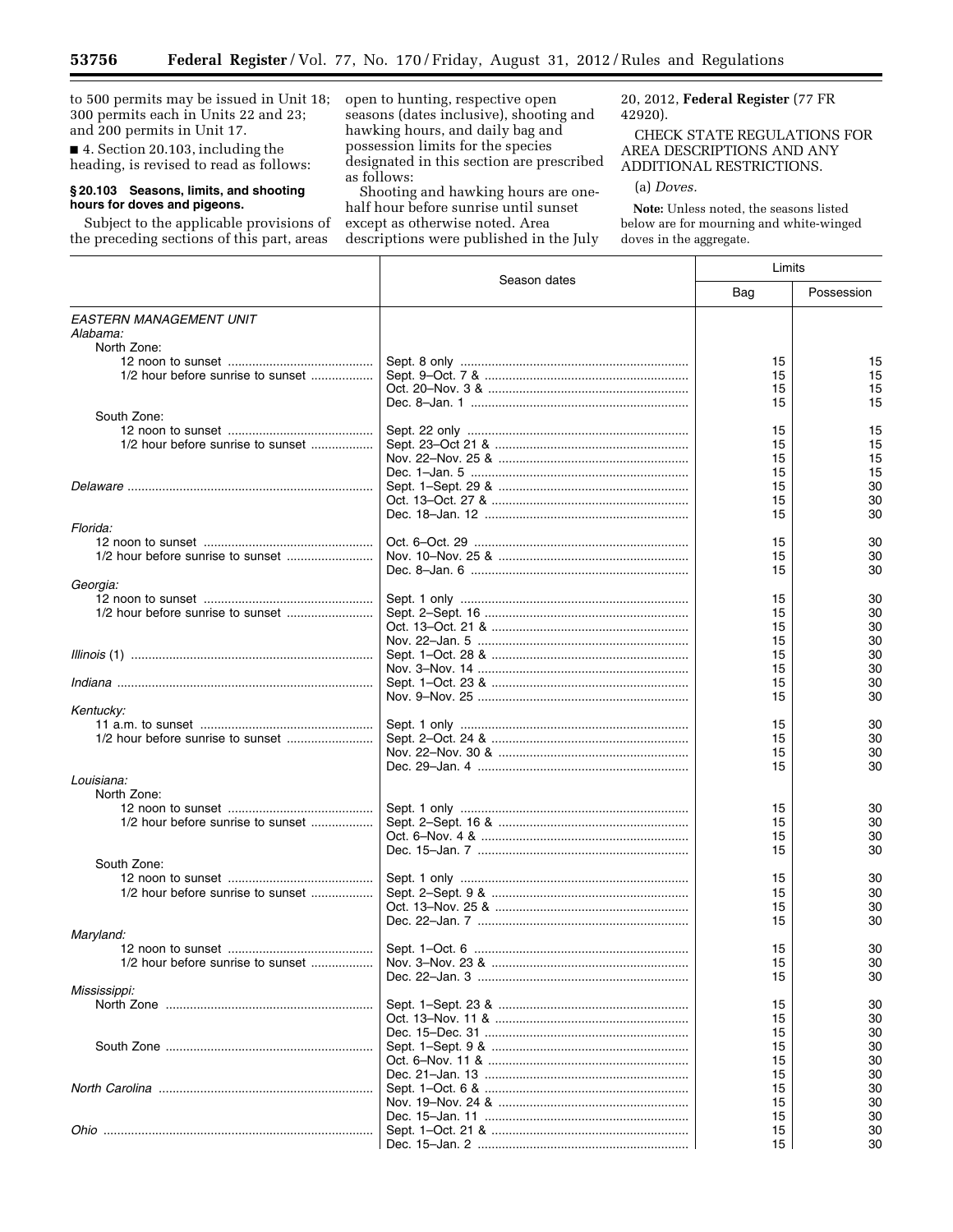to 500 permits may be issued in Unit 18; 300 permits each in Units 22 and 23; and 200 permits in Unit 17.

■ 4. Section 20.103, including the heading, is revised to read as follows:

### § 20.103 Seasons, limits, and shooting hours for doves and pigeons.

Subject to the applicable provisions of the preceding sections of this part, areas open to hunting, respective open seasons (dates inclusive), shooting and hawking hours, and daily bag and possession limits for the species designated in this section are prescribed as follows:

Shooting and hawking hours are one-half hour before sunrise until sunset except as otherwise noted. Area descriptions were published in the July 20, 2012, **Federal Register** (77 FR 42920).

CHECK STATE REGULATIONS FOR AREA DESCRIPTIONS AND ANY ADDITIONAL RESTRICTIONS.

(a) *Doves.*

**Note:** Unless noted, the seasons listed below are for mourning and white-winged doves in the aggregate.

| | Season dates | Limits | |
|---|---|---|---|
| | | Bag | Possession |
| *EASTERN MANAGEMENT UNIT* | | | |
| *Alabama:* | | | |
| North Zone: | | | |
| 12 noon to sunset | Sept. 8 only | 15 | 15 |
| 1/2 hour before sunrise to sunset | Sept. 9–Oct. 7 & | 15 | 15 |
| | Oct. 20–Nov. 3 & | 15 | 15 |
| | Dec. 8–Jan. 1 | 15 | 15 |
| South Zone: | | | |
| 12 noon to sunset | Sept. 22 only | 15 | 15 |
| 1/2 hour before sunrise to sunset | Sept. 23–Oct 21 & | 15 | 15 |
| | Nov. 22–Nov. 25 & | 15 | 15 |
| | Dec. 1–Jan. 5 | 15 | 15 |
| *Delaware* | Sept. 1–Sept. 29 & | 15 | 30 |
| | Oct. 13–Oct. 27 & | 15 | 30 |
| | Dec. 18–Jan. 12 | 15 | 30 |
| *Florida:* | | | |
| 12 noon to sunset | Oct. 6–Oct. 29 | 15 | 30 |
| 1/2 hour before sunrise to sunset | Nov. 10–Nov. 25 & | 15 | 30 |
| | Dec. 8–Jan. 6 | 15 | 30 |
| *Georgia:* | | | |
| 12 noon to sunset | Sept. 1 only | 15 | 30 |
| 1/2 hour before sunrise to sunset | Sept. 2–Sept. 16 | 15 | 30 |
| | Oct. 13–Oct. 21 & | 15 | 30 |
| | Nov. 22–Jan. 5 | 15 | 30 |
| *Illinois* (1) | Sept. 1–Oct. 28 & | 15 | 30 |
| | Nov. 3–Nov. 14 | 15 | 30 |
| *Indiana* | Sept. 1–Oct. 23 & | 15 | 30 |
| | Nov. 9–Nov. 25 | 15 | 30 |
| *Kentucky:* | | | |
| 11 a.m. to sunset | Sept. 1 only | 15 | 30 |
| 1/2 hour before sunrise to sunset | Sept. 2–Oct. 24 & | 15 | 30 |
| | Nov. 22–Nov. 30 & | 15 | 30 |
| | Dec. 29–Jan. 4 | 15 | 30 |
| *Louisiana:* | | | |
| North Zone: | | | |
| 12 noon to sunset | Sept. 1 only | 15 | 30 |
| 1/2 hour before sunrise to sunset | Sept. 2–Sept. 16 & | 15 | 30 |
| | Oct. 6–Nov. 4 & | 15 | 30 |
| | Dec. 15–Jan. 7 | 15 | 30 |
| South Zone: | | | |
| 12 noon to sunset | Sept. 1 only | 15 | 30 |
| 1/2 hour before sunrise to sunset | Sept. 2–Sept. 9 & | 15 | 30 |
| | Oct. 13–Nov. 25 & | 15 | 30 |
| | Dec. 22–Jan. 7 | 15 | 30 |
| *Maryland:* | | | |
| 12 noon to sunset | Sept. 1–Oct. 6 | 15 | 30 |
| 1/2 hour before sunrise to sunset | Nov. 3–Nov. 23 & | 15 | 30 |
| | Dec. 22–Jan. 3 | 15 | 30 |
| *Mississippi:* | | | |
| North Zone | Sept. 1–Sept. 23 & | 15 | 30 |
| | Oct. 13–Nov. 11 & | 15 | 30 |
| | Dec. 15–Dec. 31 | 15 | 30 |
| South Zone | Sept. 1–Sept. 9 & | 15 | 30 |
| | Oct. 6–Nov. 11 & | 15 | 30 |
| | Dec. 21–Jan. 13 | 15 | 30 |
| *North Carolina* | Sept. 1–Oct. 6 & | 15 | 30 |
| | Nov. 19–Nov. 24 & | 15 | 30 |
| | Dec. 15–Jan. 11 | 15 | 30 |
| *Ohio* | Sept. 1–Oct. 21 & | 15 | 30 |
| | Dec. 15–Jan. 2 | 15 | 30 |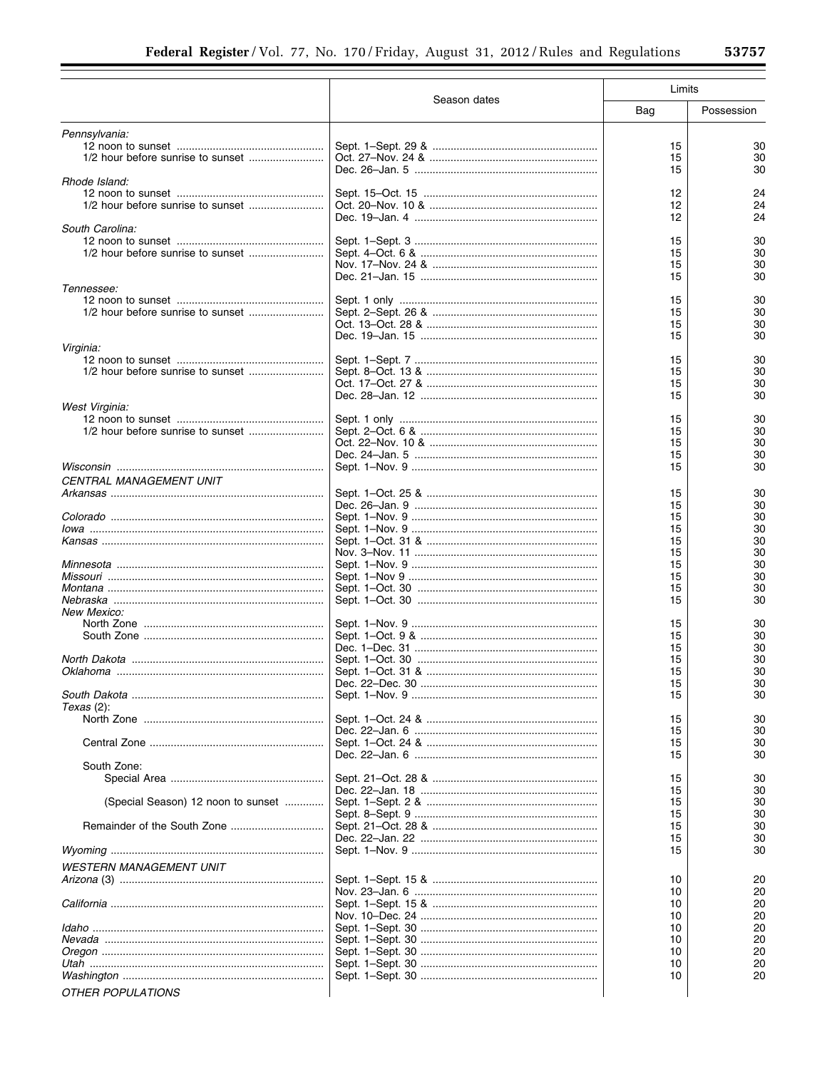| | Season dates | Limits | |
|---|---|---|---|
| | | Bag | Possession |
| *Pennsylvania:* | | | |
| 12 noon to sunset | Sept. 1–Sept. 29 & | 15 | 30 |
| 1/2 hour before sunrise to sunset | Oct. 27–Nov. 24 & | 15 | 30 |
| | Dec. 26–Jan. 5 | 15 | 30 |
| *Rhode Island:* | | | |
| 12 noon to sunset | Sept. 15–Oct. 15 | 12 | 24 |
| 1/2 hour before sunrise to sunset | Oct. 20–Nov. 10 & | 12 | 24 |
| | Dec. 19–Jan. 4 | 12 | 24 |
| *South Carolina:* | | | |
| 12 noon to sunset | Sept. 1–Sept. 3 | 15 | 30 |
| 1/2 hour before sunrise to sunset | Sept. 4–Oct. 6 & | 15 | 30 |
| | Nov. 17–Nov. 24 & | 15 | 30 |
| | Dec. 21–Jan. 15 | 15 | 30 |
| *Tennessee:* | | | |
| 12 noon to sunset | Sept. 1 only | 15 | 30 |
| 1/2 hour before sunrise to sunset | Sept. 2–Sept. 26 & | 15 | 30 |
| | Oct. 13–Oct. 28 & | 15 | 30 |
| | Dec. 19–Jan. 15 | 15 | 30 |
| *Virginia:* | | | |
| 12 noon to sunset | Sept. 1–Sept. 7 | 15 | 30 |
| 1/2 hour before sunrise to sunset | Sept. 8–Oct. 13 & | 15 | 30 |
| | Oct. 17–Oct. 27 & | 15 | 30 |
| | Dec. 28–Jan. 12 | 15 | 30 |
| *West Virginia:* | | | |
| 12 noon to sunset | Sept. 1 only | 15 | 30 |
| 1/2 hour before sunrise to sunset | Sept. 2–Oct. 6 & | 15 | 30 |
| | Oct. 22–Nov. 10 & | 15 | 30 |
| | Dec. 24–Jan. 5 | 15 | 30 |
| *Wisconsin* | Sept. 1–Nov. 9 | 15 | 30 |
| *CENTRAL MANAGEMENT UNIT* | | | |
| *Arkansas* | Sept. 1–Oct. 25 & | 15 | 30 |
| | Dec. 26–Jan. 9 | 15 | 30 |
| *Colorado* | Sept. 1–Nov. 9 | 15 | 30 |
| *Iowa* | Sept. 1–Nov. 9 | 15 | 30 |
| *Kansas* | Sept. 1–Oct. 31 & | 15 | 30 |
| | Nov. 3–Nov. 11 | 15 | 30 |
| *Minnesota* | Sept. 1–Nov. 9 | 15 | 30 |
| *Missouri* | Sept. 1–Nov 9 | 15 | 30 |
| *Montana* | Sept. 1–Oct. 30 | 15 | 30 |
| *Nebraska* | Sept. 1–Oct. 30 | 15 | 30 |
| *New Mexico:* | | | |
| North Zone | Sept. 1–Nov. 9 | 15 | 30 |
| South Zone | Sept. 1–Oct. 9 & | 15 | 30 |
| | Dec. 1–Dec. 31 | 15 | 30 |
| *North Dakota* | Sept. 1–Oct. 30 | 15 | 30 |
| *Oklahoma* | Sept. 1–Oct. 31 & | 15 | 30 |
| | Dec. 22–Dec. 30 | 15 | 30 |
| *South Dakota* | Sept. 1–Nov. 9 | 15 | 30 |
| *Texas* (2): | | | |
| North Zone | Sept. 1–Oct. 24 & | 15 | 30 |
| | Dec. 22–Jan. 6 | 15 | 30 |
| Central Zone | Sept. 1–Oct. 24 & | 15 | 30 |
| | Dec. 22–Jan. 6 | 15 | 30 |
| South Zone: | | | |
| Special Area | Sept. 21–Oct. 28 & | 15 | 30 |
| | Dec. 22–Jan. 18 | 15 | 30 |
| (Special Season) 12 noon to sunset | Sept. 1–Sept. 2 & | 15 | 30 |
| | Sept. 8–Sept. 9 | 15 | 30 |
| Remainder of the South Zone | Sept. 21–Oct. 28 & | 15 | 30 |
| | Dec. 22–Jan. 22 | 15 | 30 |
| *Wyoming* | Sept. 1–Nov. 9 | 15 | 30 |
| *WESTERN MANAGEMENT UNIT* | | | |
| *Arizona* (3) | Sept. 1–Sept. 15 & | 10 | 20 |
| | Nov. 23–Jan. 6 | 10 | 20 |
| *California* | Sept. 1–Sept. 15 & | 10 | 20 |
| | Nov. 10–Dec. 24 | 10 | 20 |
| *Idaho* | Sept. 1–Sept. 30 | 10 | 20 |
| *Nevada* | Sept. 1–Sept. 30 | 10 | 20 |
| *Oregon* | Sept. 1–Sept. 30 | 10 | 20 |
| *Utah* | Sept. 1–Sept. 30 | 10 | 20 |
| *Washington* | Sept. 1–Sept. 30 | 10 | 20 |
| *OTHER POPULATIONS* | | | |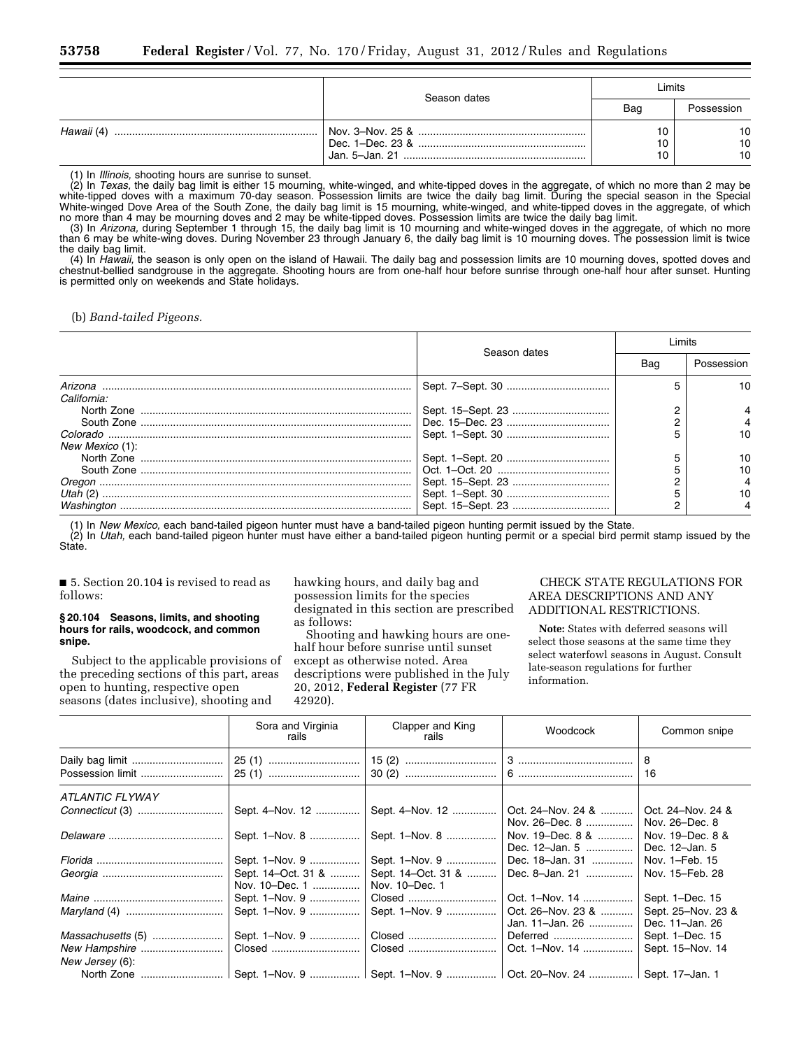| | Season dates | Limits | |
|---|---|---|---|
| | | Bag | Possession |
| *Hawaii* (4) | Nov. 3–Nov. 25 & | 10 | 10 |
| | Dec. 1–Dec. 23 & | 10 | 10 |
| | Jan. 5–Jan. 21 | 10 | 10 |

(1) In *Illinois,* shooting hours are sunrise to sunset.

(2) In *Texas,* the daily bag limit is either 15 mourning, white-winged, and white-tipped doves in the aggregate, of which no more than 2 may be white-tipped doves with a maximum 70-day season. Possession limits are twice the daily bag limit. During the special season in the Special White-winged Dove Area of the South Zone, the daily bag limit is 15 mourning, white-winged, and white-tipped doves in the aggregate, of which no more than 4 may be mourning doves and 2 may be white-tipped doves. Possession limits are twice the daily bag limit.

(3) In *Arizona,* during September 1 through 15, the daily bag limit is 10 mourning and white-winged doves in the aggregate, of which no more than 6 may be white-wing doves. During November 23 through January 6, the daily bag limit is 10 mourning doves. The possession limit is twice the daily bag limit.

(4) In *Hawaii,* the season is only open on the island of Hawaii. The daily bag and possession limits are 10 mourning doves, spotted doves and chestnut-bellied sandgrouse in the aggregate. Shooting hours are from one-half hour before sunrise through one-half hour after sunset. Hunting is permitted only on weekends and State holidays.

(b) *Band-tailed Pigeons.*

| | Season dates | Limits | |
|---|---|---|---|
| | | Bag | Possession |
| *Arizona* | Sept. 7–Sept. 30 | 5 | 10 |
| *California:* | | | |
| North Zone | Sept. 15–Sept. 23 | 2 | 4 |
| South Zone | Dec. 15–Dec. 23 | 2 | 4 |
| *Colorado* | Sept. 1–Sept. 30 | 5 | 10 |
| *New Mexico* (1): | | | |
| North Zone | Sept. 1–Sept. 20 | 5 | 10 |
| South Zone | Oct. 1–Oct. 20 | 5 | 10 |
| *Oregon* | Sept. 15–Sept. 23 | 2 | 4 |
| *Utah* (2) | Sept. 1–Sept. 30 | 5 | 10 |
| *Washington* | Sept. 15–Sept. 23 | 2 | 4 |

(1) In *New Mexico,* each band-tailed pigeon hunter must have a band-tailed pigeon hunting permit issued by the State.

(2) In *Utah,* each band-tailed pigeon hunter must have either a band-tailed pigeon hunting permit or a special bird permit stamp issued by the State.

■ 5. Section 20.104 is revised to read as follows:

**§ 20.104 Seasons, limits, and shooting hours for rails, woodcock, and common snipe.**

Subject to the applicable provisions of the preceding sections of this part, areas open to hunting, respective open seasons (dates inclusive), shooting and hawking hours, and daily bag and possession limits for the species designated in this section are prescribed as follows:

Shooting and hawking hours are one-half hour before sunrise until sunset except as otherwise noted. Area descriptions were published in the July 20, 2012, **Federal Register** (77 FR 42920).

CHECK STATE REGULATIONS FOR AREA DESCRIPTIONS AND ANY ADDITIONAL RESTRICTIONS.

**Note:** States with deferred seasons will select those seasons at the same time they select waterfowl seasons in August. Consult late-season regulations for further information.

| | Sora and Virginia rails | Clapper and King rails | Woodcock | Common snipe |
|---|---|---|---|---|
| Daily bag limit | 25 (1) | 15 (2) | 3 | 8 |
| Possession limit | 25 (1) | 30 (2) | 6 | 16 |
| *ATLANTIC FLYWAY* | | | | |
| *Connecticut* (3) | Sept. 4–Nov. 12 | Sept. 4–Nov. 12 | Oct. 24–Nov. 24 & Nov. 26–Dec. 8 | Oct. 24–Nov. 24 & Nov. 26–Dec. 8 |
| *Delaware* | Sept. 1–Nov. 8 | Sept. 1–Nov. 8 | Nov. 19–Dec. 8 & Dec. 12–Jan. 5 | Nov. 19–Dec. 8 & Dec. 12–Jan. 5 |
| *Florida* | Sept. 1–Nov. 9 | Sept. 1–Nov. 9 | Dec. 18–Jan. 31 | Nov. 1–Feb. 15 |
| *Georgia* | Sept. 14–Oct. 31 & Nov. 10–Dec. 1 | Sept. 14–Oct. 31 & Nov. 10–Dec. 1 | Dec. 8–Jan. 21 | Nov. 15–Feb. 28 |
| *Maine* | Sept. 1–Nov. 9 | Closed | Oct. 1–Nov. 14 | Sept. 1–Dec. 15 |
| *Maryland* (4) | Sept. 1–Nov. 9 | Sept. 1–Nov. 9 | Oct. 26–Nov. 23 & Jan. 11–Jan. 26 | Sept. 25–Nov. 23 & Dec. 11–Jan. 26 |
| *Massachusetts* (5) | Sept. 1–Nov. 9 | Closed | Deferred | Sept. 1–Dec. 15 |
| *New Hampshire* | Closed | Closed | Oct. 1–Nov. 14 | Sept. 15–Nov. 14 |
| *New Jersey* (6): | | | | |
| North Zone | Sept. 1–Nov. 9 | Sept. 1–Nov. 9 | Oct. 20–Nov. 24 | Sept. 17–Jan. 1 |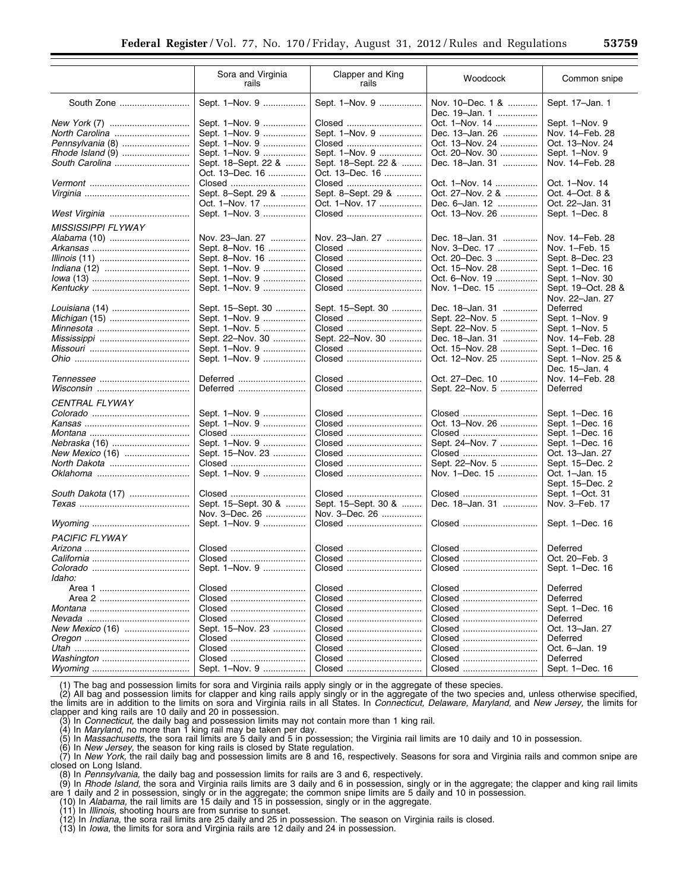| | Sora and Virginia rails | Clapper and King rails | Woodcock | Common snipe |
|---|---|---|---|---|
| South Zone | Sept. 1–Nov. 9 | Sept. 1–Nov. 9 | Nov. 10–Dec. 1 & Dec. 19–Jan. 1 | Sept. 17–Jan. 1 |
| *New York* (7) | Sept. 1–Nov. 9 | Closed | Oct. 1–Nov. 14 | Sept. 1–Nov. 9 |
| *North Carolina* | Sept. 1–Nov. 9 | Sept. 1–Nov. 9 | Dec. 13–Jan. 26 | Nov. 14–Feb. 28 |
| *Pennsylvania* (8) | Sept. 1–Nov. 9 | Closed | Oct. 13–Nov. 24 | Oct. 13–Nov. 24 |
| *Rhode Island* (9) | Sept. 1–Nov. 9 | Sept. 1–Nov. 9 | Oct. 20–Nov. 30 | Sept. 1–Nov. 9 |
| *South Carolina* | Sept. 18–Sept. 22 & Oct. 13–Dec. 16 | Sept. 18–Sept. 22 & Oct. 13–Dec. 16 | Dec. 18–Jan. 31 | Nov. 14–Feb. 28 |
| *Vermont* | Closed | Closed | Oct. 1–Nov. 14 | Oct. 1–Nov. 14 |
| *Virginia* | Sept. 8–Sept. 29 & Oct. 1–Nov. 17 | Sept. 8–Sept. 29 & Oct. 1–Nov. 17 | Oct. 27–Nov. 2 & Dec. 6–Jan. 12 | Oct. 4–Oct. 8 & Oct. 22–Jan. 31 |
| *West Virginia* | Sept. 1–Nov. 3 | Closed | Oct. 13–Nov. 26 | Sept. 1–Dec. 8 |
| *MISSISSIPPI FLYWAY* | | | | |
| *Alabama* (10) | Nov. 23–Jan. 27 | Nov. 23–Jan. 27 | Dec. 18–Jan. 31 | Nov. 14–Feb. 28 |
| *Arkansas* | Sept. 8–Nov. 16 | Closed | Nov. 3–Dec. 17 | Nov. 1–Feb. 15 |
| *Illinois* (11) | Sept. 8–Nov. 16 | Closed | Oct. 20–Dec. 3 | Sept. 8–Dec. 23 |
| *Indiana* (12) | Sept. 1–Nov. 9 | Closed | Oct. 15–Nov. 28 | Sept. 1–Dec. 16 |
| *Iowa* (13) | Sept. 1–Nov. 9 | Closed | Oct. 6–Nov. 19 | Sept. 1–Nov. 30 |
| *Kentucky* | Sept. 1–Nov. 9 | Closed | Nov. 1–Dec. 15 | Sept. 19–Oct. 28 & Nov. 22–Jan. 27 |
| *Louisiana* (14) | Sept. 15–Sept. 30 | Sept. 15–Sept. 30 | Dec. 18–Jan. 31 | Deferred |
| *Michigan* (15) | Sept. 1–Nov. 9 | Closed | Sept. 22–Nov. 5 | Sept. 1–Nov. 9 |
| *Minnesota* | Sept. 1–Nov. 5 | Closed | Sept. 22–Nov. 5 | Sept. 1–Nov. 5 |
| *Mississippi* | Sept. 22–Nov. 30 | Sept. 22–Nov. 30 | Dec. 18–Jan. 31 | Nov. 14–Feb. 28 |
| *Missouri* | Sept. 1–Nov. 9 | Closed | Oct. 15–Nov. 28 | Sept. 1–Dec. 16 |
| *Ohio* | Sept. 1–Nov. 9 | Closed | Oct. 12–Nov. 25 | Sept. 1–Nov. 25 & Dec. 15–Jan. 4 |
| *Tennessee* | Deferred | Closed | Oct. 27–Dec. 10 | Nov. 14–Feb. 28 |
| *Wisconsin* | Deferred | Closed | Sept. 22–Nov. 5 | Deferred |
| *CENTRAL FLYWAY* | | | | |
| *Colorado* | Sept. 1–Nov. 9 | Closed | Closed | Sept. 1–Dec. 16 |
| *Kansas* | Sept. 1–Nov. 9 | Closed | Oct. 13–Nov. 26 | Sept. 1–Dec. 16 |
| *Montana* | Closed | Closed | Closed | Sept. 1–Dec. 16 |
| *Nebraska* (16) | Sept. 1–Nov. 9 | Closed | Sept. 24–Nov. 7 | Sept. 1–Dec. 16 |
| *New Mexico* (16) | Sept. 15–Nov. 23 | Closed | Closed | Oct. 13–Jan. 27 |
| *North Dakota* | Closed | Closed | Sept. 22–Nov. 5 | Sept. 15–Dec. 2 |
| *Oklahoma* | Sept. 1–Nov. 9 | Closed | Nov. 1–Dec. 15 | Oct. 1–Jan. 15 Sept. 15–Dec. 2 |
| *South Dakota* (17) | Closed | Closed | Closed | Sept. 1–Oct. 31 |
| *Texas* | Sept. 15–Sept. 30 & Nov. 3–Dec. 26 | Sept. 15–Sept. 30 & Nov. 3–Dec. 26 | Dec. 18–Jan. 31 | Nov. 3–Feb. 17 |
| *Wyoming* | Sept. 1–Nov. 9 | Closed | Closed | Sept. 1–Dec. 16 |
| *PACIFIC FLYWAY* | | | | |
| *Arizona* | Closed | Closed | Closed | Deferred |
| *California* | Closed | Closed | Closed | Oct. 20–Feb. 3 |
| *Colorado* | Sept. 1–Nov. 9 | Closed | Closed | Sept. 1–Dec. 16 |
| *Idaho:* | | | | |
| Area 1 | Closed | Closed | Closed | Deferred |
| Area 2 | Closed | Closed | Closed | Deferred |
| *Montana* | Closed | Closed | Closed | Sept. 1–Dec. 16 |
| *Nevada* | Closed | Closed | Closed | Deferred |
| *New Mexico* (16) | Sept. 15–Nov. 23 | Closed | Closed | Oct. 13–Jan. 27 |
| *Oregon* | Closed | Closed | Closed | Deferred |
| *Utah* | Closed | Closed | Closed | Oct. 6–Jan. 19 |
| *Washington* | Closed | Closed | Closed | Deferred |
| *Wyoming* | Sept. 1–Nov. 9 | Closed | Closed | Sept. 1–Dec. 16 |

(1) The bag and possession limits for sora and Virginia rails apply singly or in the aggregate of these species.

(2) All bag and possession limits for clapper and king rails apply singly or in the aggregate of the two species and, unless otherwise specified, the limits are in addition to the limits on sora and Virginia rails in all States. In *Connecticut, Delaware, Maryland,* and *New Jersey,* the limits for clapper and king rails are 10 daily and 20 in possession.

(3) In *Connecticut,* the daily bag and possession limits may not contain more than 1 king rail.

(4) In *Maryland,* no more than 1 king rail may be taken per day.

(5) In *Massachusetts,* the sora rail limits are 5 daily and 5 in possession; the Virginia rail limits are 10 daily and 10 in possession.

(6) In *New Jersey,* the season for king rails is closed by State regulation.

(7) In *New York,* the rail daily bag and possession limits are 8 and 16, respectively. Seasons for sora and Virginia rails and common snipe are closed on Long Island.

(8) In *Pennsylvania,* the daily bag and possession limits for rails are 3 and 6, respectively.

(9) In *Rhode Island,* the sora and Virginia rails limits are 3 daily and 6 in possession, singly or in the aggregate; the clapper and king rail limits are 1 daily and 2 in possession, singly or in the aggregate; the common snipe limits are 5 daily and 10 in possession.

(10) In *Alabama,* the rail limits are 15 daily and 15 in possession, singly or in the aggregate.

(11) In *Illinois,* shooting hours are from sunrise to sunset.

(12) In *Indiana,* the sora rail limits are 25 daily and 25 in possession. The season on Virginia rails is closed.

(13) In *Iowa,* the limits for sora and Virginia rails are 12 daily and 24 in possession.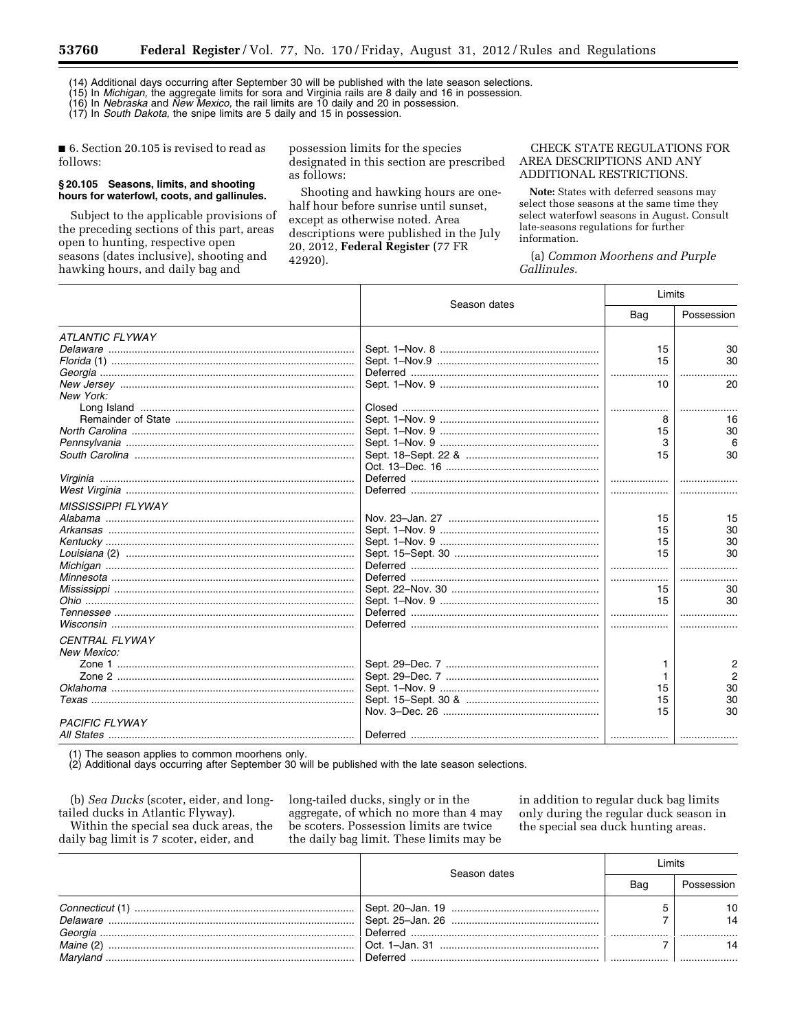(14) Additional days occurring after September 30 will be published with the late season selections.
(15) In *Michigan,* the aggregate limits for sora and Virginia rails are 8 daily and 16 in possession.
(16) In *Nebraska* and *New Mexico,* the rail limits are 10 daily and 20 in possession.
(17) In *South Dakota,* the snipe limits are 5 daily and 15 in possession.

■ 6. Section 20.105 is revised to read as follows:

**§ 20.105 Seasons, limits, and shooting hours for waterfowl, coots, and gallinules.**

Subject to the applicable provisions of the preceding sections of this part, areas open to hunting, respective open seasons (dates inclusive), shooting and hawking hours, and daily bag and possession limits for the species designated in this section are prescribed as follows:

Shooting and hawking hours are one-half hour before sunrise until sunset, except as otherwise noted. Area descriptions were published in the July 20, 2012, **Federal Register** (77 FR 42920).

CHECK STATE REGULATIONS FOR AREA DESCRIPTIONS AND ANY ADDITIONAL RESTRICTIONS.

**Note:** States with deferred seasons may select those seasons at the same time they select waterfowl seasons in August. Consult late-seasons regulations for further information.

(a) *Common Moorhens and Purple Gallinules.*

| | Season dates | Limits | |
|---|---|---|---|
| | | Bag | Possession |
| *ATLANTIC FLYWAY* | | | |
| *Delaware* | Sept. 1–Nov. 8 | 15 | 30 |
| *Florida* (1) | Sept. 1–Nov.9 | 15 | 30 |
| *Georgia* | Deferred | | |
| *New Jersey* | Sept. 1–Nov. 9 | 10 | 20 |
| *New York:* | | | |
| Long Island | Closed | | |
| Remainder of State | Sept. 1–Nov. 9 | 8 | 16 |
| *North Carolina* | Sept. 1–Nov. 9 | 15 | 30 |
| *Pennsylvania* | Sept. 1–Nov. 9 | 3 | 6 |
| *South Carolina* | Sept. 18–Sept. 22 & | 15 | 30 |
| | Oct. 13–Dec. 16 | | |
| *Virginia* | Deferred | | |
| *West Virginia* | Deferred | | |
| *MISSISSIPPI FLYWAY* | | | |
| *Alabama* | Nov. 23–Jan. 27 | 15 | 15 |
| *Arkansas* | Sept. 1–Nov. 9 | 15 | 30 |
| *Kentucky* | Sept. 1–Nov. 9 | 15 | 30 |
| *Louisiana* (2) | Sept. 15–Sept. 30 | 15 | 30 |
| *Michigan* | Deferred | | |
| *Minnesota* | Deferred | | |
| *Mississippi* | Sept. 22–Nov. 30 | 15 | 30 |
| *Ohio* | Sept. 1–Nov. 9 | 15 | 30 |
| *Tennessee* | Deferred | | |
| *Wisconsin* | Deferred | | |
| *CENTRAL FLYWAY* | | | |
| *New Mexico:* | | | |
| Zone 1 | Sept. 29–Dec. 7 | 1 | 2 |
| Zone 2 | Sept. 29–Dec. 7 | 1 | 2 |
| *Oklahoma* | Sept. 1–Nov. 9 | 15 | 30 |
| *Texas* | Sept. 15–Sept. 30 & | 15 | 30 |
| | Nov. 3–Dec. 26 | 15 | 30 |
| *PACIFIC FLYWAY* | | | |
| *All States* | Deferred | | |

(1) The season applies to common moorhens only.
(2) Additional days occurring after September 30 will be published with the late season selections.

(b) *Sea Ducks* (scoter, eider, and long-tailed ducks in Atlantic Flyway).

Within the special sea duck areas, the daily bag limit is 7 scoter, eider, and long-tailed ducks, singly or in the aggregate, of which no more than 4 may be scoters. Possession limits are twice the daily bag limit. These limits may be in addition to regular duck bag limits only during the regular duck season in the special sea duck hunting areas.

| | Season dates | Limits | |
|---|---|---|---|
| | | Bag | Possession |
| *Connecticut* (1) | Sept. 20–Jan. 19 | 5 | 10 |
| *Delaware* | Sept. 25–Jan. 26 | 7 | 14 |
| *Georgia* | Deferred | | |
| *Maine* (2) | Oct. 1–Jan. 31 | 7 | 14 |
| *Maryland* | Deferred | | |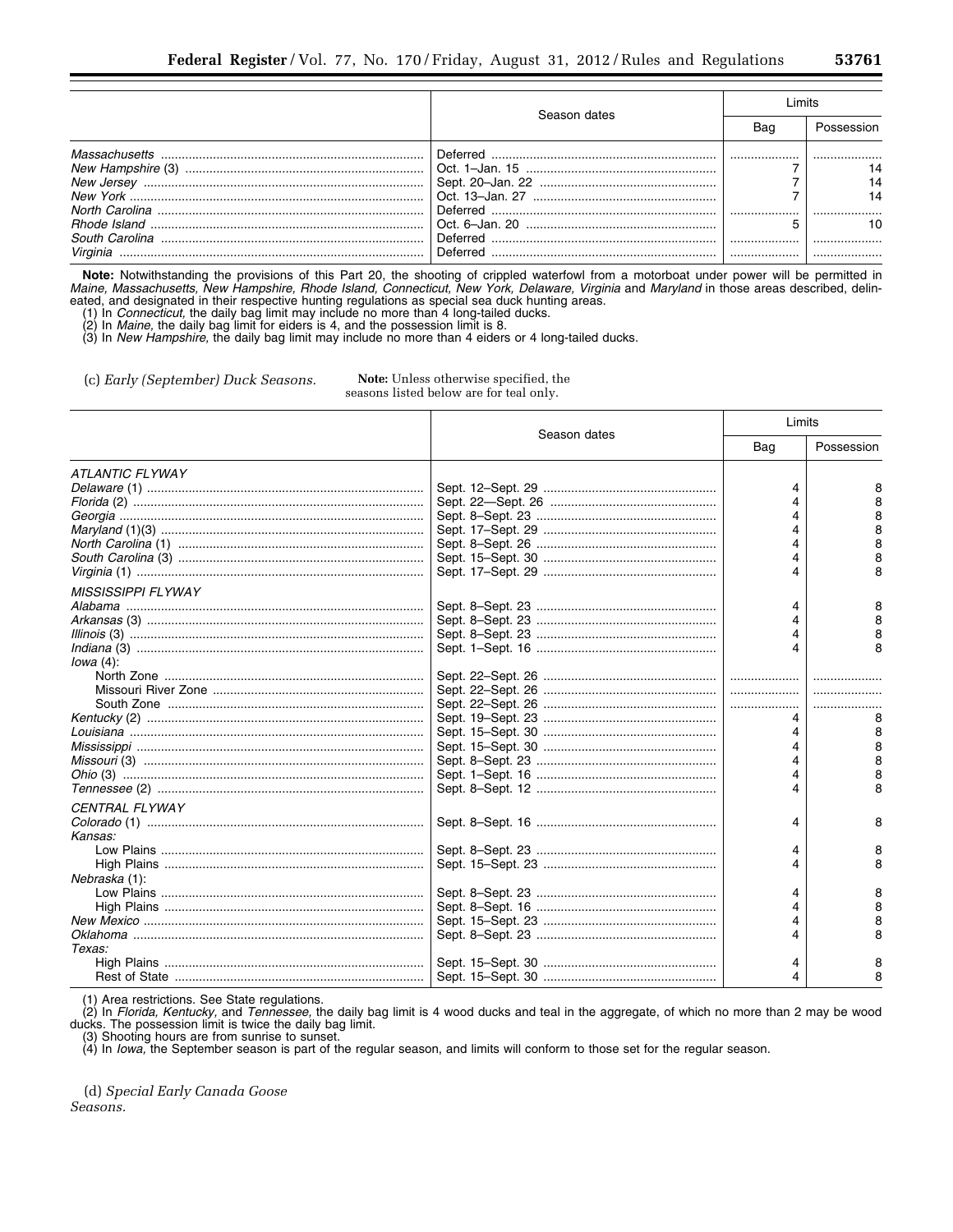| | Season dates | Limits | |
|---|---|---|---|
| | | Bag | Possession |
| *Massachusetts* | Deferred | | |
| *New Hampshire* (3) | Oct. 1–Jan. 15 | 7 | 14 |
| *New Jersey* | Sept. 20–Jan. 22 | 7 | 14 |
| *New York* | Oct. 13–Jan. 27 | 7 | 14 |
| *North Carolina* | Deferred | | |
| *Rhode Island* | Oct. 6–Jan. 20 | 5 | 10 |
| *South Carolina* | Deferred | | |
| *Virginia* | Deferred | | |

**Note:** Notwithstanding the provisions of this Part 20, the shooting of crippled waterfowl from a motorboat under power will be permitted in *Maine, Massachusetts, New Hampshire, Rhode Island, Connecticut, New York, Delaware, Virginia* and *Maryland* in those areas described, delineated, and designated in their respective hunting regulations as special sea duck hunting areas.

(1) In *Connecticut,* the daily bag limit may include no more than 4 long-tailed ducks.

(2) In *Maine,* the daily bag limit for eiders is 4, and the possession limit is 8.

(3) In *New Hampshire,* the daily bag limit may include no more than 4 eiders or 4 long-tailed ducks.

(c) *Early (September) Duck Seasons.*

**Note:** Unless otherwise specified, the seasons listed below are for teal only.

| | Season dates | Limits | |
|---|---|---|---|
| | | Bag | Possession |
| *ATLANTIC FLYWAY* | | | |
| *Delaware* (1) | Sept. 12–Sept. 29 | 4 | 8 |
| *Florida* (2) | Sept. 22—Sept. 26 | 4 | 8 |
| *Georgia* | Sept. 8–Sept. 23 | 4 | 8 |
| *Maryland* (1)(3) | Sept. 17–Sept. 29 | 4 | 8 |
| *North Carolina* (1) | Sept. 8–Sept. 26 | 4 | 8 |
| *South Carolina* (3) | Sept. 15–Sept. 30 | 4 | 8 |
| *Virginia* (1) | Sept. 17–Sept. 29 | 4 | 8 |
| *MISSISSIPPI FLYWAY* | | | |
| *Alabama* | Sept. 8–Sept. 23 | 4 | 8 |
| *Arkansas* (3) | Sept. 8–Sept. 23 | 4 | 8 |
| *Illinois* (3) | Sept. 8–Sept. 23 | 4 | 8 |
| *Indiana* (3) | Sept. 1–Sept. 16 | 4 | 8 |
| *Iowa* (4): | | | |
| North Zone | Sept. 22–Sept. 26 | | |
| Missouri River Zone | Sept. 22–Sept. 26 | | |
| South Zone | Sept. 22–Sept. 26 | | |
| *Kentucky* (2) | Sept. 19–Sept. 23 | 4 | 8 |
| *Louisiana* | Sept. 15–Sept. 30 | 4 | 8 |
| *Mississippi* | Sept. 15–Sept. 30 | 4 | 8 |
| *Missouri* (3) | Sept. 8–Sept. 23 | 4 | 8 |
| *Ohio* (3) | Sept. 1–Sept. 16 | 4 | 8 |
| *Tennessee* (2) | Sept. 8–Sept. 12 | 4 | 8 |
| *CENTRAL FLYWAY* | | | |
| *Colorado* (1) | Sept. 8–Sept. 16 | 4 | 8 |
| *Kansas:* | | | |
| Low Plains | Sept. 8–Sept. 23 | 4 | 8 |
| High Plains | Sept. 15–Sept. 23 | 4 | 8 |
| *Nebraska* (1): | | | |
| Low Plains | Sept. 8–Sept. 23 | 4 | 8 |
| High Plains | Sept. 8–Sept. 16 | 4 | 8 |
| *New Mexico* | Sept. 15–Sept. 23 | 4 | 8 |
| *Oklahoma* | Sept. 8–Sept. 23 | 4 | 8 |
| *Texas:* | | | |
| High Plains | Sept. 15–Sept. 30 | 4 | 8 |
| Rest of State | Sept. 15–Sept. 30 | 4 | 8 |

(1) Area restrictions. See State regulations.

(2) In *Florida, Kentucky,* and *Tennessee,* the daily bag limit is 4 wood ducks and teal in the aggregate, of which no more than 2 may be wood ducks. The possession limit is twice the daily bag limit.

(3) Shooting hours are from sunrise to sunset.

(4) In *Iowa,* the September season is part of the regular season, and limits will conform to those set for the regular season.

(d) *Special Early Canada Goose Seasons.*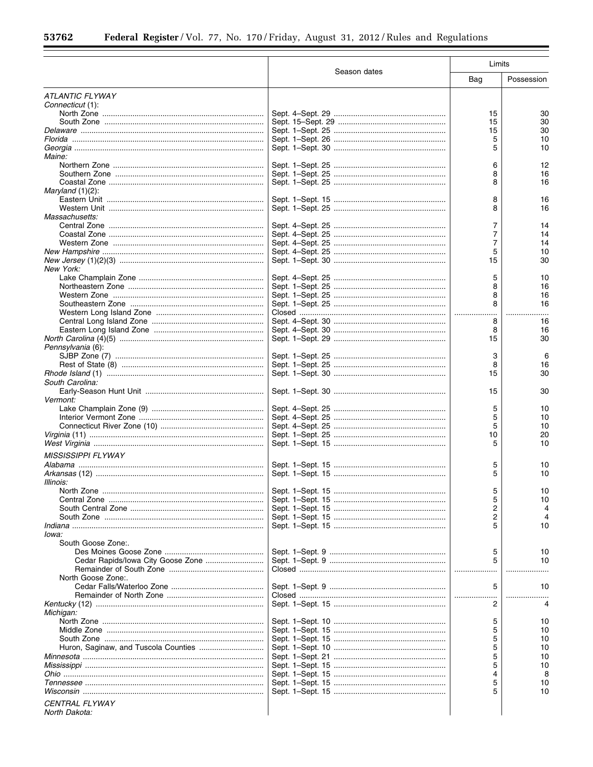| | Season dates | Limits | |
|---|---|---|---|
| | | Bag | Possession |
| *ATLANTIC FLYWAY* | | | |
| *Connecticut* (1): | | | |
| North Zone | Sept. 4–Sept. 29 | 15 | 30 |
| South Zone | Sept. 15–Sept. 29 | 15 | 30 |
| *Delaware* | Sept. 1–Sept. 25 | 15 | 30 |
| *Florida* | Sept. 1–Sept. 26 | 5 | 10 |
| *Georgia* | Sept. 1–Sept. 30 | 5 | 10 |
| *Maine:* | | | |
| Northern Zone | Sept. 1–Sept. 25 | 6 | 12 |
| Southern Zone | Sept. 1–Sept. 25 | 8 | 16 |
| Coastal Zone | Sept. 1–Sept. 25 | 8 | 16 |
| *Maryland* (1)(2): | | | |
| Eastern Unit | Sept. 1–Sept. 15 | 8 | 16 |
| Western Unit | Sept. 1–Sept. 25 | 8 | 16 |
| *Massachusetts:* | | | |
| Central Zone | Sept. 4–Sept. 25 | 7 | 14 |
| Coastal Zone | Sept. 4–Sept. 25 | 7 | 14 |
| Western Zone | Sept. 4–Sept. 25 | 7 | 14 |
| *New Hampshire* | Sept. 4–Sept. 25 | 5 | 10 |
| *New Jersey* (1)(2)(3) | Sept. 1–Sept. 30 | 15 | 30 |
| *New York:* | | | |
| Lake Champlain Zone | Sept. 4–Sept. 25 | 5 | 10 |
| Northeastern Zone | Sept. 1–Sept. 25 | 8 | 16 |
| Western Zone | Sept. 1–Sept. 25 | 8 | 16 |
| Southeastern Zone | Sept. 1–Sept. 25 | 8 | 16 |
| Western Long Island Zone | Closed | | |
| Central Long Island Zone | Sept. 4–Sept. 30 | 8 | 16 |
| Eastern Long Island Zone | Sept. 4–Sept. 30 | 8 | 16 |
| *North Carolina* (4)(5) | Sept. 1–Sept. 29 | 15 | 30 |
| *Pennsylvania* (6): | | | |
| SJBP Zone (7) | Sept. 1–Sept. 25 | 3 | 6 |
| Rest of State (8) | Sept. 1–Sept. 25 | 8 | 16 |
| *Rhode Island* (1) | Sept. 1–Sept. 30 | 15 | 30 |
| *South Carolina:* | | | |
| Early-Season Hunt Unit | Sept. 1–Sept. 30 | 15 | 30 |
| *Vermont:* | | | |
| Lake Champlain Zone (9) | Sept. 4–Sept. 25 | 5 | 10 |
| Interior Vermont Zone | Sept. 4–Sept. 25 | 5 | 10 |
| Connecticut River Zone (10) | Sept. 4–Sept. 25 | 5 | 10 |
| *Virginia* (11) | Sept. 1–Sept. 25 | 10 | 20 |
| *West Virginia* | Sept. 1–Sept. 15 | 5 | 10 |
| *MISSISSIPPI FLYWAY* | | | |
| *Alabama* | Sept. 1–Sept. 15 | 5 | 10 |
| *Arkansas* (12) | Sept. 1–Sept. 15 | 5 | 10 |
| *Illinois:* | | | |
| North Zone | Sept. 1–Sept. 15 | 5 | 10 |
| Central Zone | Sept. 1–Sept. 15 | 5 | 10 |
| South Central Zone | Sept. 1–Sept. 15 | 2 | 4 |
| South Zone | Sept. 1–Sept. 15 | 2 | 4 |
| *Indiana* | Sept. 1–Sept. 15 | 5 | 10 |
| *Iowa:* | | | |
| South Goose Zone:. | | | |
| Des Moines Goose Zone | Sept. 1–Sept. 9 | 5 | 10 |
| Cedar Rapids/Iowa City Goose Zone | Sept. 1–Sept. 9 | 5 | 10 |
| Remainder of South Zone | Closed | | |
| North Goose Zone:. | | | |
| Cedar Falls/Waterloo Zone | Sept. 1–Sept. 9 | 5 | 10 |
| Remainder of North Zone | Closed | | |
| *Kentucky* (12) | Sept. 1–Sept. 15 | 2 | 4 |
| *Michigan:* | | | |
| North Zone | Sept. 1–Sept. 10 | 5 | 10 |
| Middle Zone | Sept. 1–Sept. 15 | 5 | 10 |
| South Zone | Sept. 1–Sept. 15 | 5 | 10 |
| Huron, Saginaw, and Tuscola Counties | Sept. 1–Sept. 10 | 5 | 10 |
| *Minnesota* | Sept. 1–Sept. 21 | 5 | 10 |
| *Mississippi* | Sept. 1–Sept. 15 | 5 | 10 |
| *Ohio* | Sept. 1–Sept. 15 | 4 | 8 |
| *Tennessee* | Sept. 1–Sept. 15 | 5 | 10 |
| *Wisconsin* | Sept. 1–Sept. 15 | 5 | 10 |
| *CENTRAL FLYWAY* | | | |
| *North Dakota:* | | | |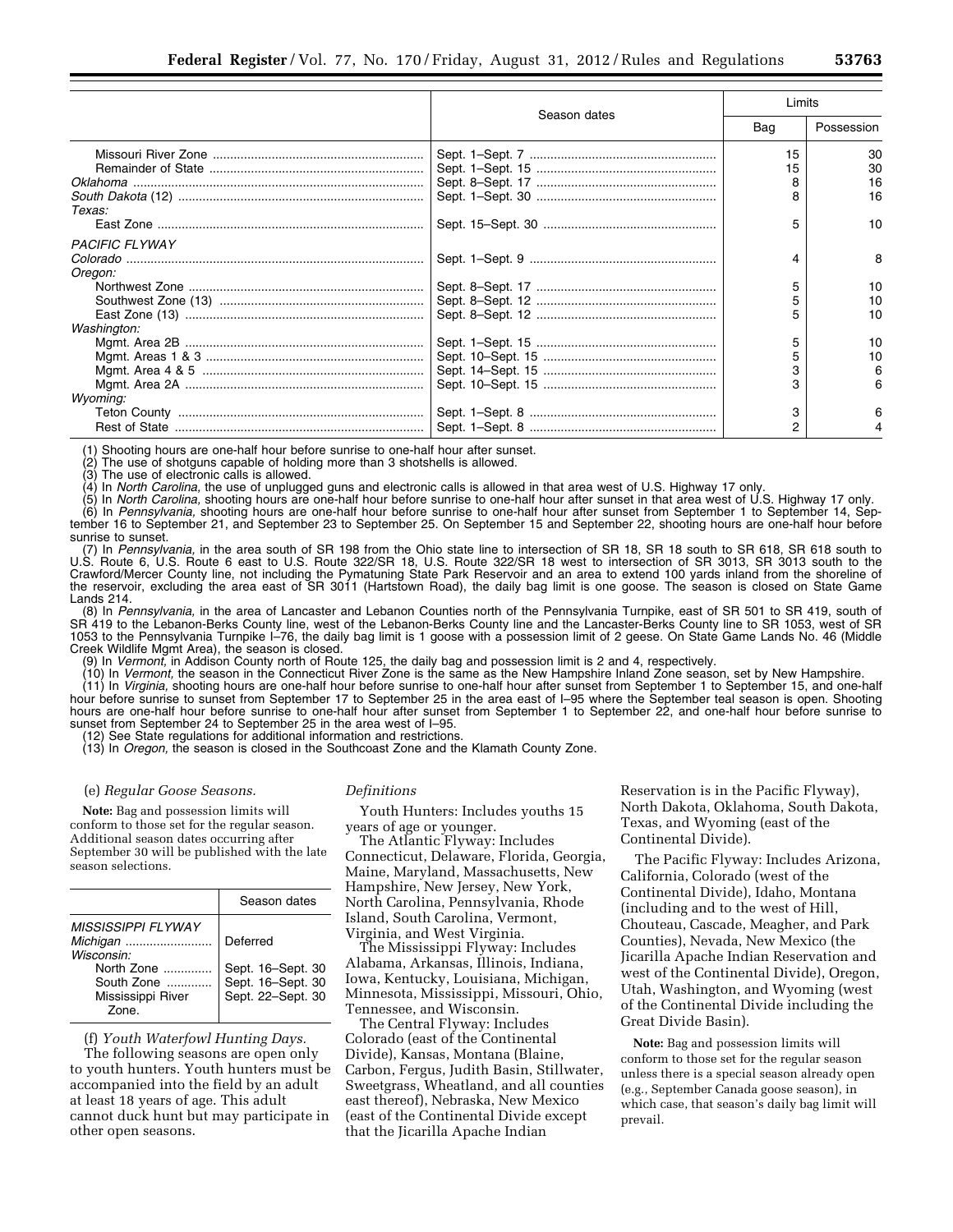| | Season dates | Limits | |
|---|---|---|---|
| | | Bag | Possession |
| Missouri River Zone | Sept. 1–Sept. 7 | 15 | 30 |
| Remainder of State | Sept. 1–Sept. 15 | 15 | 30 |
| *Oklahoma* | Sept. 8–Sept. 17 | 8 | 16 |
| *South Dakota* (12) | Sept. 1–Sept. 30 | 8 | 16 |
| *Texas:* | | | |
| East Zone | Sept. 15–Sept. 30 | 5 | 10 |
| PACIFIC FLYWAY | | | |
| *Colorado* | Sept. 1–Sept. 9 | 4 | 8 |
| *Oregon:* | | | |
| Northwest Zone | Sept. 8–Sept. 17 | 5 | 10 |
| Southwest Zone (13) | Sept. 8–Sept. 12 | 5 | 10 |
| East Zone (13) | Sept. 8–Sept. 12 | 5 | 10 |
| *Washington:* | | | |
| Mgmt. Area 2B | Sept. 1–Sept. 15 | 5 | 10 |
| Mgmt. Areas 1 & 3 | Sept. 10–Sept. 15 | 5 | 10 |
| Mgmt. Area 4 & 5 | Sept. 14–Sept. 15 | 3 | 6 |
| Mgmt. Area 2A | Sept. 10–Sept. 15 | 3 | 6 |
| *Wyoming:* | | | |
| Teton County | Sept. 1–Sept. 8 | 3 | 6 |
| Rest of State | Sept. 1–Sept. 8 | 2 | 4 |

(1) Shooting hours are one-half hour before sunrise to one-half hour after sunset.
(2) The use of shotguns capable of holding more than 3 shotshells is allowed.
(3) The use of electronic calls is allowed.
(4) In *North Carolina,* the use of unplugged guns and electronic calls is allowed in that area west of U.S. Highway 17 only.
(5) In *North Carolina,* shooting hours are one-half hour before sunrise to one-half hour after sunset in that area west of U.S. Highway 17 only.
(6) In *Pennsylvania,* shooting hours are one-half hour before sunrise to one-half hour after sunset from September 1 to September 14, September 16 to September 21, and September 23 to September 25. On September 15 and September 22, shooting hours are one-half hour before sunrise to sunset.
(7) In *Pennsylvania,* in the area south of SR 198 from the Ohio state line to intersection of SR 18, SR 18 south to SR 618, SR 618 south to U.S. Route 6, U.S. Route 6 east to U.S. Route 322/SR 18, U.S. Route 322/SR 18 west to intersection of SR 3013, SR 3013 south to the Crawford/Mercer County line, not including the Pymatuning State Park Reservoir and an area to extend 100 yards inland from the shoreline of the reservoir, excluding the area east of SR 3011 (Hartstown Road), the daily bag limit is one goose. The season is closed on State Game Lands 214.
(8) In *Pennsylvania,* in the area of Lancaster and Lebanon Counties north of the Pennsylvania Turnpike, east of SR 501 to SR 419, south of SR 419 to the Lebanon-Berks County line, west of the Lebanon-Berks County line and the Lancaster-Berks County line to SR 1053, west of SR 1053 to the Pennsylvania Turnpike I–76, the daily bag limit is 1 goose with a possession limit of 2 geese. On State Game Lands No. 46 (Middle Creek Wildlife Mgmt Area), the season is closed.
(9) In *Vermont,* in Addison County north of Route 125, the daily bag and possession limit is 2 and 4, respectively.
(10) In *Vermont,* the season in the Connecticut River Zone is the same as the New Hampshire Inland Zone season, set by New Hampshire.
(11) In *Virginia,* shooting hours are one-half hour before sunrise to one-half hour after sunset from September 1 to September 15, and one-half hour before sunrise to sunset from September 17 to September 25 in the area east of I–95 where the September teal season is open. Shooting hours are one-half hour before sunrise to one-half hour after sunset from September 1 to September 22, and one-half hour before sunrise to sunset from September 24 to September 25 in the area west of I–95.
(12) See State regulations for additional information and restrictions.
(13) In *Oregon,* the season is closed in the Southcoast Zone and the Klamath County Zone.

(e) *Regular Goose Seasons.*

**Note:** Bag and possession limits will conform to those set for the regular season. Additional season dates occurring after September 30 will be published with the late season selections.

| | Season dates |
|---|---|
| *MISSISSIPPI FLYWAY* | |
| *Michigan* | Deferred |
| *Wisconsin:* | |
| North Zone | Sept. 16–Sept. 30 |
| South Zone | Sept. 16–Sept. 30 |
| Mississippi River Zone. | Sept. 22–Sept. 30 |

(f) *Youth Waterfowl Hunting Days.*

The following seasons are open only to youth hunters. Youth hunters must be accompanied into the field by an adult at least 18 years of age. This adult cannot duck hunt but may participate in other open seasons.

*Definitions*

Youth Hunters: Includes youths 15 years of age or younger.

The Atlantic Flyway: Includes Connecticut, Delaware, Florida, Georgia, Maine, Maryland, Massachusetts, New Hampshire, New Jersey, New York, North Carolina, Pennsylvania, Rhode Island, South Carolina, Vermont, Virginia, and West Virginia.

The Mississippi Flyway: Includes Alabama, Arkansas, Illinois, Indiana, Iowa, Kentucky, Louisiana, Michigan, Minnesota, Mississippi, Missouri, Ohio, Tennessee, and Wisconsin.

The Central Flyway: Includes Colorado (east of the Continental Divide), Kansas, Montana (Blaine, Carbon, Fergus, Judith Basin, Stillwater, Sweetgrass, Wheatland, and all counties east thereof), Nebraska, New Mexico (east of the Continental Divide except that the Jicarilla Apache Indian Reservation is in the Pacific Flyway), North Dakota, Oklahoma, South Dakota, Texas, and Wyoming (east of the Continental Divide).

The Pacific Flyway: Includes Arizona, California, Colorado (west of the Continental Divide), Idaho, Montana (including and to the west of Hill, Chouteau, Cascade, Meagher, and Park Counties), Nevada, New Mexico (the Jicarilla Apache Indian Reservation and west of the Continental Divide), Oregon, Utah, Washington, and Wyoming (west of the Continental Divide including the Great Divide Basin).

**Note:** Bag and possession limits will conform to those set for the regular season unless there is a special season already open (e.g., September Canada goose season), in which case, that season's daily bag limit will prevail.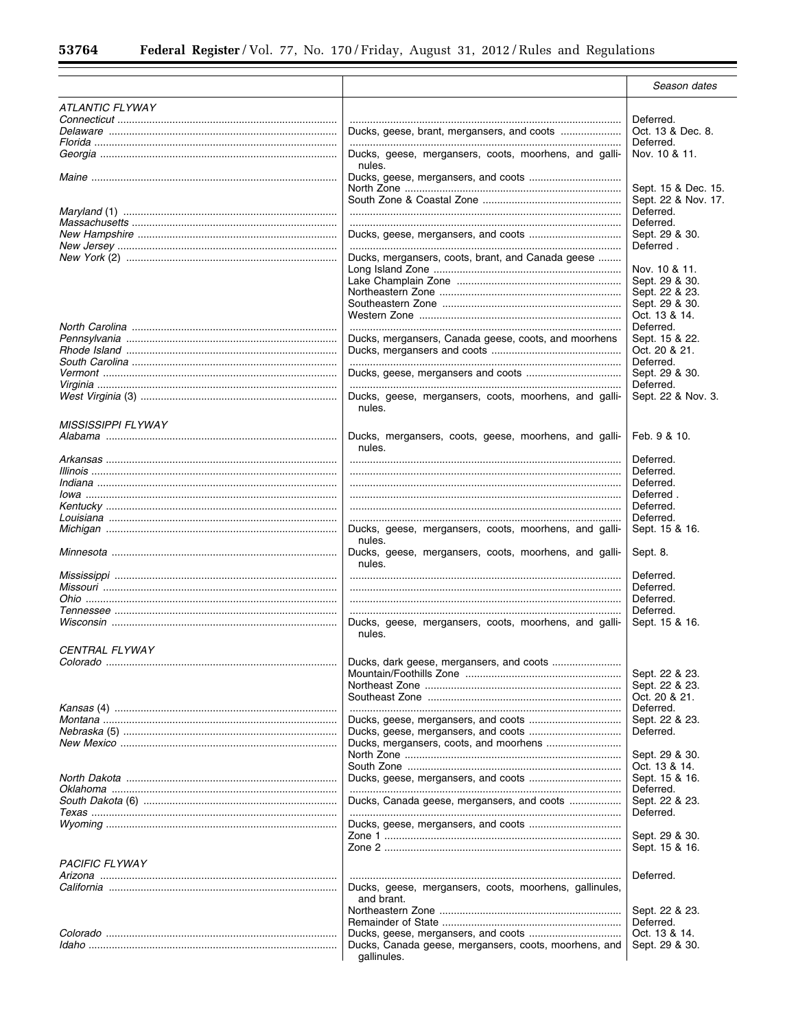| | | Season dates |
|---|---|---|
| *ATLANTIC FLYWAY* | | |
| *Connecticut* | | Deferred. |
| *Delaware* | Ducks, geese, brant, mergansers, and coots | Oct. 13 & Dec. 8. |
| *Florida* | | Deferred. |
| *Georgia* | Ducks, geese, mergansers, coots, moorhens, and gallinules. | Nov. 10 & 11. |
| *Maine* | Ducks, geese, mergansers, and coots | |
| | North Zone | Sept. 15 & Dec. 15. |
| | South Zone & Coastal Zone | Sept. 22 & Nov. 17. |
| *Maryland* (1) | | Deferred. |
| *Massachusetts* | | Deferred. |
| *New Hampshire* | Ducks, geese, mergansers, and coots | Sept. 29 & 30. |
| *New Jersey* | | Deferred . |
| *New York* (2) | Ducks, mergansers, coots, brant, and Canada geese | |
| | Long Island Zone | Nov. 10 & 11. |
| | Lake Champlain Zone | Sept. 29 & 30. |
| | Northeastern Zone | Sept. 22 & 23. |
| | Southeastern Zone | Sept. 29 & 30. |
| | Western Zone | Oct. 13 & 14. |
| *North Carolina* | | Deferred. |
| *Pennsylvania* | Ducks, mergansers, Canada geese, coots, and moorhens | Sept. 15 & 22. |
| *Rhode Island* | Ducks, mergansers and coots | Oct. 20 & 21. |
| *South Carolina* | | Deferred. |
| *Vermont* | Ducks, geese, mergansers and coots | Sept. 29 & 30. |
| *Virginia* | | Deferred. |
| *West Virginia* (3) | Ducks, geese, mergansers, coots, moorhens, and gallinules. | Sept. 22 & Nov. 3. |
| *MISSISSIPPI FLYWAY* | | |
| *Alabama* | Ducks, mergansers, coots, geese, moorhens, and gallinules. | Feb. 9 & 10. |
| *Arkansas* | | Deferred. |
| *Illinois* | | Deferred. |
| *Indiana* | | Deferred. |
| *Iowa* | | Deferred . |
| *Kentucky* | | Deferred. |
| *Louisiana* | | Deferred. |
| *Michigan* | Ducks, geese, mergansers, coots, moorhens, and gallinules. | Sept. 15 & 16. |
| *Minnesota* | Ducks, geese, mergansers, coots, moorhens, and gallinules. | Sept. 8. |
| *Mississippi* | | Deferred. |
| *Missouri* | | Deferred. |
| *Ohio* | | Deferred. |
| *Tennessee* | | Deferred. |
| *Wisconsin* | Ducks, geese, mergansers, coots, moorhens, and gallinules. | Sept. 15 & 16. |
| *CENTRAL FLYWAY* | | |
| *Colorado* | Ducks, dark geese, mergansers, and coots | |
| | Mountain/Foothills Zone | Sept. 22 & 23. |
| | Northeast Zone | Sept. 22 & 23. |
| | Southeast Zone | Oct. 20 & 21. |
| *Kansas* (4) | | Deferred. |
| *Montana* | Ducks, geese, mergansers, and coots | Sept. 22 & 23. |
| *Nebraska* (5) | Ducks, geese, mergansers, and coots | Deferred. |
| *New Mexico* | Ducks, mergansers, coots, and moorhens | |
| | North Zone | Sept. 29 & 30. |
| | South Zone | Oct. 13 & 14. |
| *North Dakota* | Ducks, geese, mergansers, and coots | Sept. 15 & 16. |
| *Oklahoma* | | Deferred. |
| *South Dakota* (6) | Ducks, Canada geese, mergansers, and coots | Sept. 22 & 23. |
| *Texas* | | Deferred. |
| *Wyoming* | Ducks, geese, mergansers, and coots | |
| | Zone 1 | Sept. 29 & 30. |
| | Zone 2 | Sept. 15 & 16. |
| *PACIFIC FLYWAY* | | |
| *Arizona* | | Deferred. |
| *California* | Ducks, geese, mergansers, coots, moorhens, gallinules, and brant. | |
| | Northeastern Zone | Sept. 22 & 23. |
| | Remainder of State | Deferred. |
| *Colorado* | Ducks, geese, mergansers, and coots | Oct. 13 & 14. |
| *Idaho* | Ducks, Canada geese, mergansers, coots, moorhens, and gallinules. | Sept. 29 & 30. |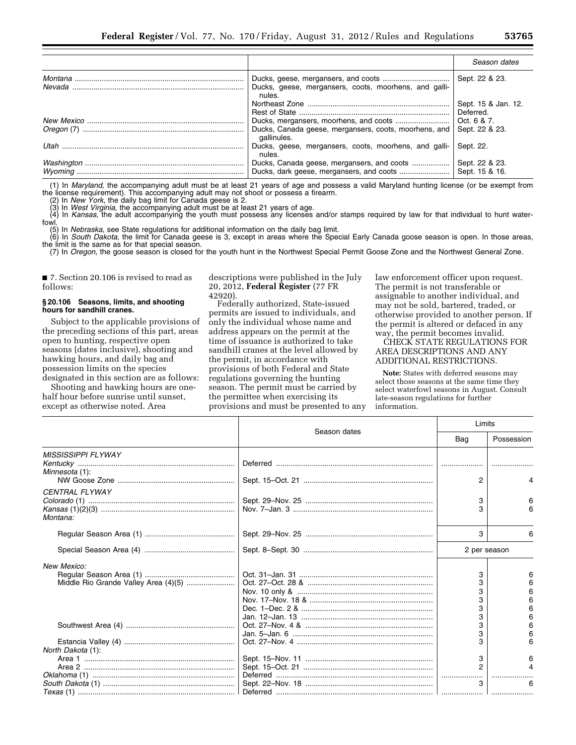| | | Season dates |
|---|---|---|
| *Montana* | Ducks, geese, mergansers, and coots | Sept. 22 & 23. |
| *Nevada* | Ducks, geese, mergansers, coots, moorhens, and gallinules. | |
| | Northeast Zone | Sept. 15 & Jan. 12. |
| | Rest of State | Deferred. |
| *New Mexico* | Ducks, mergansers, moorhens, and coots | Oct. 6 & 7. |
| *Oregon* (7) | Ducks, Canada geese, mergansers, coots, moorhens, and gallinules. | Sept. 22 & 23. |
| *Utah* | Ducks, geese, mergansers, coots, moorhens, and gallinules. | Sept. 22. |
| *Washington* | Ducks, Canada geese, mergansers, and coots | Sept. 22 & 23. |
| *Wyoming* | Ducks, dark geese, mergansers, and coots | Sept. 15 & 16. |

(1) In *Maryland,* the accompanying adult must be at least 21 years of age and possess a valid Maryland hunting license (or be exempt from the license requirement). This accompanying adult may not shoot or possess a firearm.

(2) In *New York,* the daily bag limit for Canada geese is 2.

(3) In *West Virginia,* the accompanying adult must be at least 21 years of age.

(4) In *Kansas,* the adult accompanying the youth must possess any licenses and/or stamps required by law for that individual to hunt waterfowl.

(5) In *Nebraska,* see State regulations for additional information on the daily bag limit.

(6) In *South Dakota,* the limit for Canada geese is 3, except in areas where the Special Early Canada goose season is open. In those areas, the limit is the same as for that special season.

(7) In *Oregon,* the goose season is closed for the youth hunt in the Northwest Special Permit Goose Zone and the Northwest General Zone.

■ 7. Section 20.106 is revised to read as follows:

### § 20.106 Seasons, limits, and shooting hours for sandhill cranes.

Subject to the applicable provisions of the preceding sections of this part, areas open to hunting, respective open seasons (dates inclusive), shooting and hawking hours, and daily bag and possession limits on the species designated in this section are as follows:

Shooting and hawking hours are one-half hour before sunrise until sunset, except as otherwise noted. Area descriptions were published in the July 20, 2012, **Federal Register** (77 FR 42920).

Federally authorized, State-issued permits are issued to individuals, and only the individual whose name and address appears on the permit at the time of issuance is authorized to take sandhill cranes at the level allowed by the permit, in accordance with provisions of both Federal and State regulations governing the hunting season. The permit must be carried by the permittee when exercising its provisions and must be presented to any law enforcement officer upon request. The permit is not transferable or assignable to another individual, and may not be sold, bartered, traded, or otherwise provided to another person. If the permit is altered or defaced in any way, the permit becomes invalid.

CHECK STATE REGULATIONS FOR AREA DESCRIPTIONS AND ANY ADDITIONAL RESTRICTIONS.

**Note:** States with deferred seasons may select those seasons at the same time they select waterfowl seasons in August. Consult late-season regulations for further information.

| | Season dates | Limits | |
|---|---|---|---|
| | | Bag | Possession |
| *MISSISSIPPI FLYWAY* | | | |
| *Kentucky* | Deferred | | |
| *Minnesota* (1): | | | |
| NW Goose Zone | Sept. 15–Oct. 21 | 2 | 4 |
| *CENTRAL FLYWAY* | | | |
| *Colorado* (1) | Sept. 29–Nov. 25 | 3 | 6 |
| *Kansas* (1)(2)(3) | Nov. 7–Jan. 3 | 3 | 6 |
| *Montana:* | | | |
| Regular Season Area (1) | Sept. 29–Nov. 25 | 3 | 6 |
| Special Season Area (4) | Sept. 8–Sept. 30 | 2 per season | |
| *New Mexico:* | | | |
| Regular Season Area (1) | Oct. 31–Jan. 31 | 3 | 6 |
| Middle Rio Grande Valley Area (4)(5) | Oct. 27–Oct. 28 & | 3 | 6 |
| | Nov. 10 only & | 3 | 6 |
| | Nov. 17–Nov. 18 & | 3 | 6 |
| | Dec. 1–Dec. 2 & | 3 | 6 |
| | Jan. 12–Jan. 13 | 3 | 6 |
| Southwest Area (4) | Oct. 27–Nov. 4 & | 3 | 6 |
| | Jan. 5–Jan. 6 | 3 | 6 |
| Estancia Valley (4) | Oct. 27–Nov. 4 | 3 | 6 |
| *North Dakota* (1): | | | |
| Area 1 | Sept. 15–Nov. 11 | 3 | 6 |
| Area 2 | Sept. 15–Oct. 21 | 2 | 4 |
| *Oklahoma* (1) | Deferred | | |
| *South Dakota* (1) | Sept. 22–Nov. 18 | 3 | 6 |
| *Texas* (1) | Deferred | | |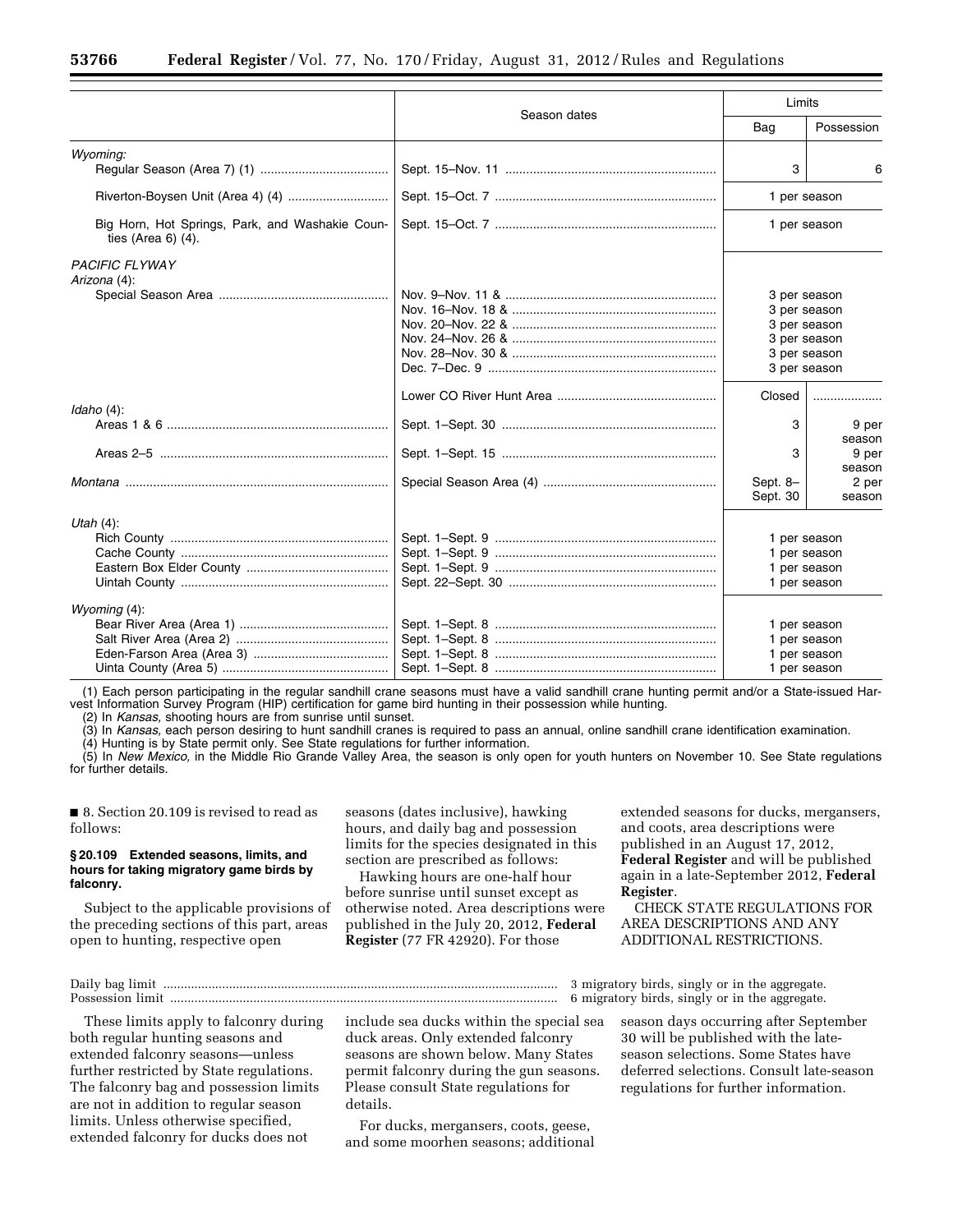| | Season dates | Limits | |
|---|---|---|---|
| | | Bag | Possession |
| *Wyoming:* | | | |
| Regular Season (Area 7) (1) | Sept. 15–Nov. 11 | 3 | 6 |
| Riverton-Boysen Unit (Area 4) (4) | Sept. 15–Oct. 7 | 1 per season | |
| Big Horn, Hot Springs, Park, and Washakie Counties (Area 6) (4). | Sept. 15–Oct. 7 | 1 per season | |
| *PACIFIC FLYWAY* | | | |
| *Arizona* (4): | | | |
| Special Season Area | Nov. 9–Nov. 11 & | 3 per season | |
| | Nov. 16–Nov. 18 & | 3 per season | |
| | Nov. 20–Nov. 22 & | 3 per season | |
| | Nov. 24–Nov. 26 & | 3 per season | |
| | Nov. 28–Nov. 30 & | 3 per season | |
| | Dec. 7–Dec. 9 | 3 per season | |
| | Lower CO River Hunt Area | Closed | |
| *Idaho* (4): | | | |
| Areas 1 & 6 | Sept. 1–Sept. 30 | 3 | 9 per season |
| Areas 2–5 | Sept. 1–Sept. 15 | 3 | 9 per season |
| *Montana* | Special Season Area (4) | Sept. 8–Sept. 30 | 2 per season |
| *Utah* (4): | | | |
| Rich County | Sept. 1–Sept. 9 | 1 per season | |
| Cache County | Sept. 1–Sept. 9 | 1 per season | |
| Eastern Box Elder County | Sept. 1–Sept. 9 | 1 per season | |
| Uintah County | Sept. 22–Sept. 30 | 1 per season | |
| *Wyoming* (4): | | | |
| Bear River Area (Area 1) | Sept. 1–Sept. 8 | 1 per season | |
| Salt River Area (Area 2) | Sept. 1–Sept. 8 | 1 per season | |
| Eden-Farson Area (Area 3) | Sept. 1–Sept. 8 | 1 per season | |
| Uinta County (Area 5) | Sept. 1–Sept. 8 | 1 per season | |

(1) Each person participating in the regular sandhill crane seasons must have a valid sandhill crane hunting permit and/or a State-issued Harvest Information Survey Program (HIP) certification for game bird hunting in their possession while hunting.

(2) In *Kansas,* shooting hours are from sunrise until sunset.

(3) In *Kansas,* each person desiring to hunt sandhill cranes is required to pass an annual, online sandhill crane identification examination.

(4) Hunting is by State permit only. See State regulations for further information.

(5) In *New Mexico,* in the Middle Rio Grande Valley Area, the season is only open for youth hunters on November 10. See State regulations for further details.

■ 8. Section 20.109 is revised to read as follows:

### § 20.109 Extended seasons, limits, and hours for taking migratory game birds by falconry.

Subject to the applicable provisions of the preceding sections of this part, areas open to hunting, respective open seasons (dates inclusive), hawking hours, and daily bag and possession limits for the species designated in this section are prescribed as follows:

Hawking hours are one-half hour before sunrise until sunset except as otherwise noted. Area descriptions were published in the July 20, 2012, **Federal Register** (77 FR 42920). For those extended seasons for ducks, mergansers, and coots, area descriptions were published in an August 17, 2012, **Federal Register** and will be published again in a late-September 2012, **Federal Register**.

CHECK STATE REGULATIONS FOR AREA DESCRIPTIONS AND ANY ADDITIONAL RESTRICTIONS.

| | |
|---|---|
| Daily bag limit | 3 migratory birds, singly or in the aggregate. |
| Possession limit | 6 migratory birds, singly or in the aggregate. |

These limits apply to falconry during both regular hunting seasons and extended falconry seasons—unless further restricted by State regulations. The falconry bag and possession limits are not in addition to regular season limits. Unless otherwise specified, extended falconry for ducks does not include sea ducks within the special sea duck areas. Only extended falconry seasons are shown below. Many States permit falconry during the gun seasons. Please consult State regulations for details.

For ducks, mergansers, coots, geese, and some moorhen seasons; additional season days occurring after September 30 will be published with the late-season selections. Some States have deferred selections. Consult late-season regulations for further information.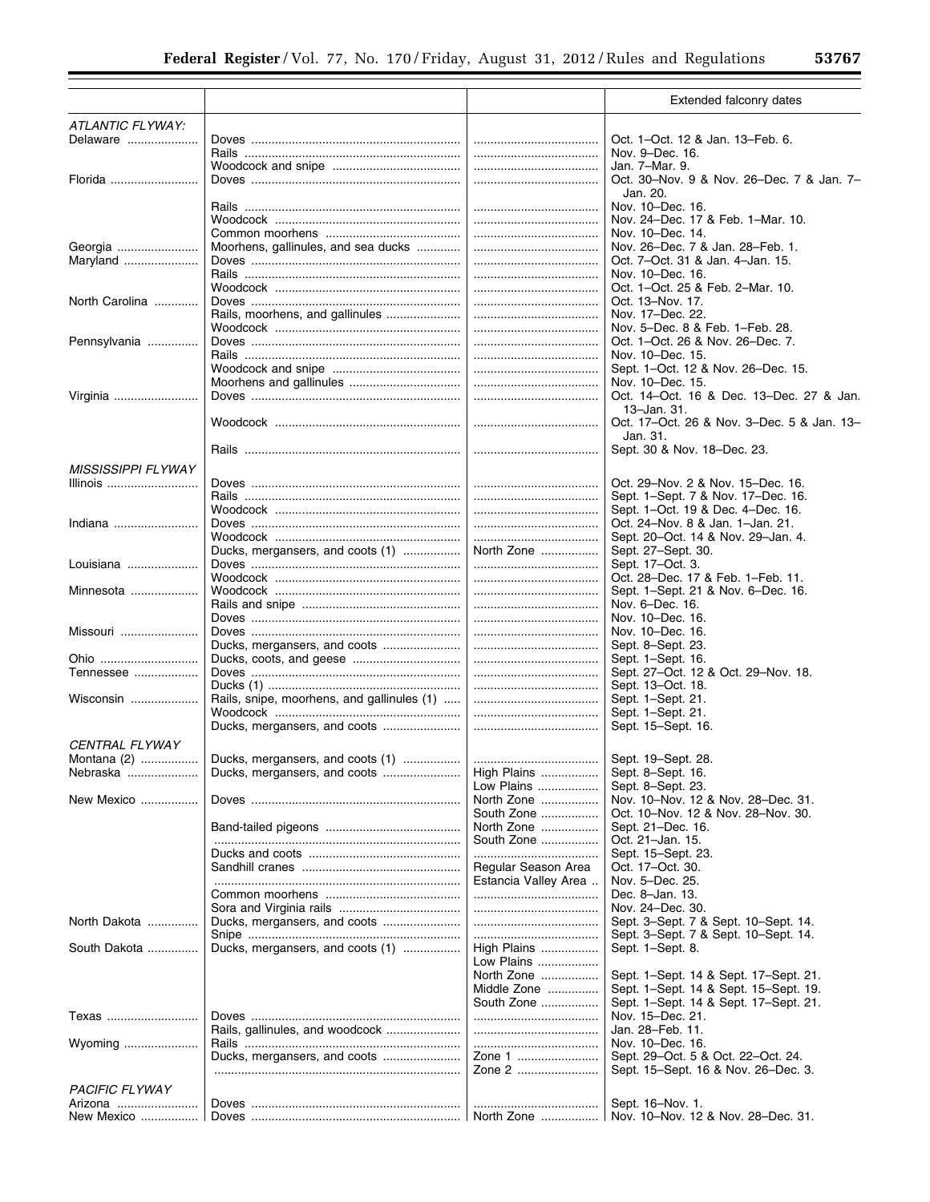| | | | Extended falconry dates |
|---|---|---|---|
| *ATLANTIC FLYWAY:* | | | |
| Delaware | Doves | | Oct. 1–Oct. 12 & Jan. 13–Feb. 6. |
| | Rails | | Nov. 9–Dec. 16. |
| | Woodcock and snipe | | Jan. 7–Mar. 9. |
| Florida | Doves | | Oct. 30–Nov. 9 & Nov. 26–Dec. 7 & Jan. 7–Jan. 20. |
| | Rails | | Nov. 10–Dec. 16. |
| | Woodcock | | Nov. 24–Dec. 17 & Feb. 1–Mar. 10. |
| | Common moorhens | | Nov. 10–Dec. 14. |
| Georgia | Moorhens, gallinules, and sea ducks | | Nov. 26–Dec. 7 & Jan. 28–Feb. 1. |
| Maryland | Doves | | Oct. 7–Oct. 31 & Jan. 4–Jan. 15. |
| | Rails | | Nov. 10–Dec. 16. |
| | Woodcock | | Oct. 1–Oct. 25 & Feb. 2–Mar. 10. |
| North Carolina | Doves | | Oct. 13–Nov. 17. |
| | Rails, moorhens, and gallinules | | Nov. 17–Dec. 22. |
| | Woodcock | | Nov. 5–Dec. 8 & Feb. 1–Feb. 28. |
| Pennsylvania | Doves | | Oct. 1–Oct. 26 & Nov. 26–Dec. 7. |
| | Rails | | Nov. 10–Dec. 15. |
| | Woodcock and snipe | | Sept. 1–Oct. 12 & Nov. 26–Dec. 15. |
| | Moorhens and gallinules | | Nov. 10–Dec. 15. |
| Virginia | Doves | | Oct. 14–Oct. 16 & Dec. 13–Dec. 27 & Jan. 13–Jan. 31. |
| | Woodcock | | Oct. 17–Oct. 26 & Nov. 3–Dec. 5 & Jan. 13–Jan. 31. |
| | Rails | | Sept. 30 & Nov. 18–Dec. 23. |
| *MISSISSIPPI FLYWAY* | | | |
| Illinois | Doves | | Oct. 29–Nov. 2 & Nov. 15–Dec. 16. |
| | Rails | | Sept. 1–Sept. 7 & Nov. 17–Dec. 16. |
| | Woodcock | | Sept. 1–Oct. 19 & Dec. 4–Dec. 16. |
| Indiana | Doves | | Oct. 24–Nov. 8 & Jan. 1–Jan. 21. |
| | Woodcock | | Sept. 20–Oct. 14 & Nov. 29–Jan. 4. |
| | Ducks, mergansers, and coots (1) | North Zone | Sept. 27–Sept. 30. |
| Louisiana | Doves | | Sept. 17–Oct. 3. |
| | Woodcock | | Oct. 28–Dec. 17 & Feb. 1–Feb. 11. |
| Minnesota | Woodcock | | Sept. 1–Sept. 21 & Nov. 6–Dec. 16. |
| | Rails and snipe | | Nov. 6–Dec. 16. |
| | Doves | | Nov. 10–Dec. 16. |
| Missouri | Doves | | Nov. 10–Dec. 16. |
| | Ducks, mergansers, and coots | | Sept. 8–Sept. 23. |
| Ohio | Ducks, coots, and geese | | Sept. 1–Sept. 16. |
| Tennessee | Doves | | Sept. 27–Oct. 12 & Oct. 29–Nov. 18. |
| | Ducks (1) | | Sept. 13–Oct. 18. |
| Wisconsin | Rails, snipe, moorhens, and gallinules (1) | | Sept. 1–Sept. 21. |
| | Woodcock | | Sept. 1–Sept. 21. |
| | Ducks, mergansers, and coots | | Sept. 15–Sept. 16. |
| *CENTRAL FLYWAY* | | | |
| Montana (2) | Ducks, mergansers, and coots (1) | | Sept. 19–Sept. 28. |
| Nebraska | Ducks, mergansers, and coots | High Plains | Sept. 8–Sept. 16. |
| | | Low Plains | Sept. 8–Sept. 23. |
| New Mexico | Doves | North Zone | Nov. 10–Nov. 12 & Nov. 28–Dec. 31. |
| | | South Zone | Oct. 10–Nov. 12 & Nov. 28–Nov. 30. |
| | Band-tailed pigeons | North Zone | Sept. 21–Dec. 16. |
| | | South Zone | Oct. 21–Jan. 15. |
| | Ducks and coots | | Sept. 15–Sept. 23. |
| | Sandhill cranes | Regular Season Area | Oct. 17–Oct. 30. |
| | | Estancia Valley Area | Nov. 5–Dec. 25. |
| | Common moorhens | | Dec. 8–Jan. 13. |
| | Sora and Virginia rails | | Nov. 24–Dec. 30. |
| North Dakota | Ducks, mergansers, and coots | | Sept. 3–Sept. 7 & Sept. 10–Sept. 14. |
| | Snipe | | Sept. 3–Sept. 7 & Sept. 10–Sept. 14. |
| South Dakota | Ducks, mergansers, and coots (1) | High Plains | Sept. 1–Sept. 8. |
| | | Low Plains | |
| | | North Zone | Sept. 1–Sept. 14 & Sept. 17–Sept. 21. |
| | | Middle Zone | Sept. 1–Sept. 14 & Sept. 15–Sept. 19. |
| | | South Zone | Sept. 1–Sept. 14 & Sept. 17–Sept. 21. |
| Texas | Doves | | Nov. 15–Dec. 21. |
| | Rails, gallinules, and woodcock | | Jan. 28–Feb. 11. |
| Wyoming | Rails | | Nov. 10–Dec. 16. |
| | Ducks, mergansers, and coots | Zone 1 | Sept. 29–Oct. 5 & Oct. 22–Oct. 24. |
| | | Zone 2 | Sept. 15–Sept. 16 & Nov. 26–Dec. 3. |
| *PACIFIC FLYWAY* | | | |
| Arizona | Doves | | Sept. 16–Nov. 1. |
| New Mexico | Doves | North Zone | Nov. 10–Nov. 12 & Nov. 28–Dec. 31. |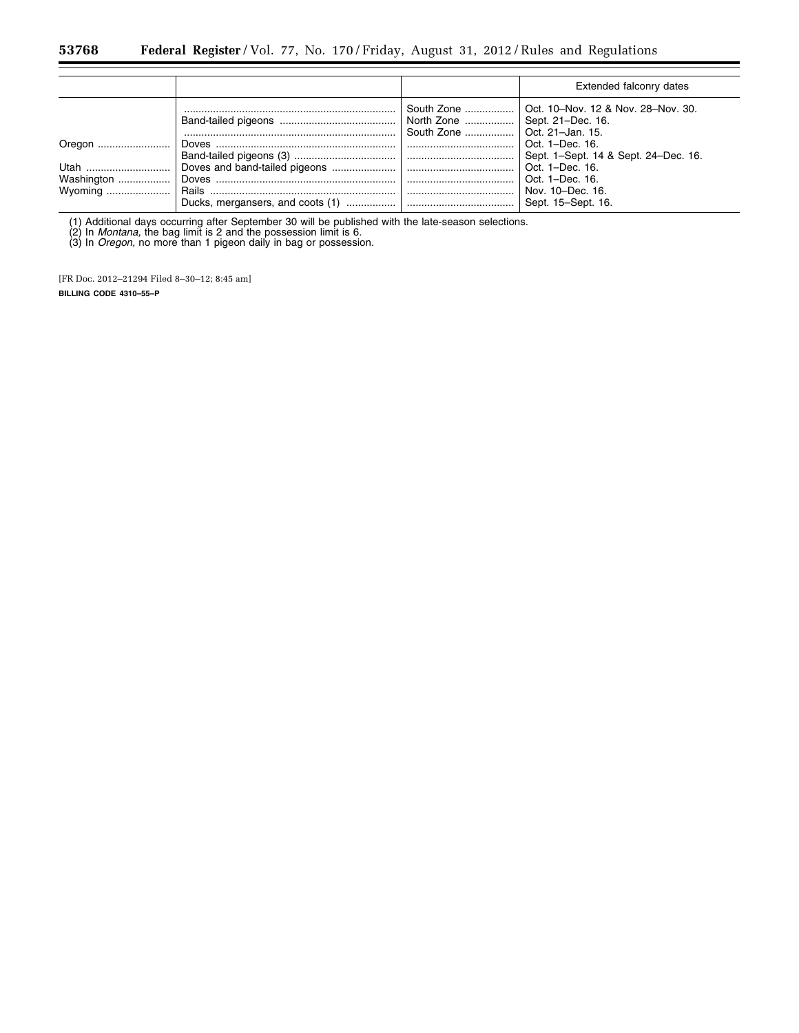| | | | Extended falconry dates |
|---|---|---|---|
| | | South Zone | Oct. 10–Nov. 12 & Nov. 28–Nov. 30. |
| | Band-tailed pigeons | North Zone | Sept. 21–Dec. 16. |
| | | South Zone | Oct. 21–Jan. 15. |
| Oregon | Doves | | Oct. 1–Dec. 16. |
| | Band-tailed pigeons (3) | | Sept. 1–Sept. 14 & Sept. 24–Dec. 16. |
| Utah | Doves and band-tailed pigeons | | Oct. 1–Dec. 16. |
| Washington | Doves | | Oct. 1–Dec. 16. |
| Wyoming | Rails | | Nov. 10–Dec. 16. |
| | Ducks, mergansers, and coots (1) | | Sept. 15–Sept. 16. |

(1) Additional days occurring after September 30 will be published with the late-season selections.
(2) In *Montana,* the bag limit is 2 and the possession limit is 6.
(3) In *Oregon,* no more than 1 pigeon daily in bag or possession.

[FR Doc. 2012–21294 Filed 8–30–12; 8:45 am]

**BILLING CODE 4310–55–P**